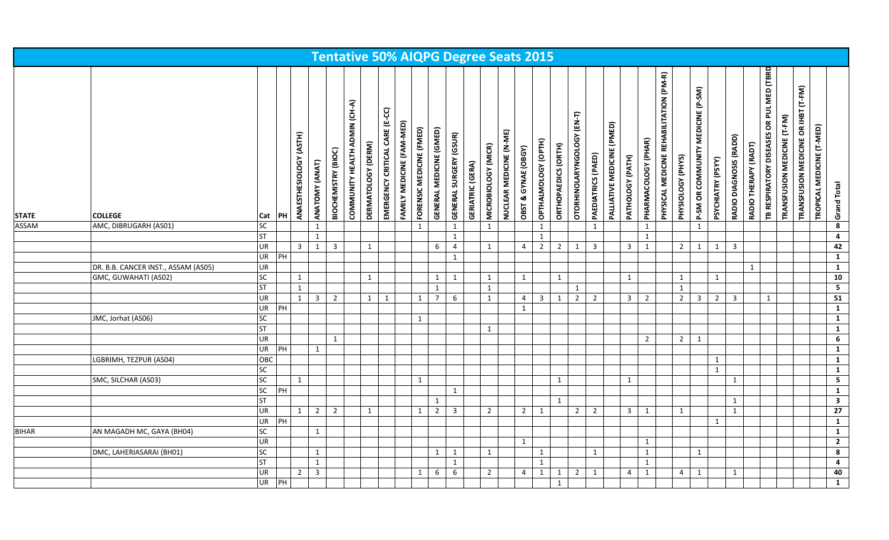# Tentative 50% AIQPG Degree Seats 2015

| STATE | COLLEGE | Cat | PH | ANAESTHESIOLOGY (ASTH) | ANATOMY (ANAT) | BIOCHEMISTRY (BIOC) | COMMUNITY HEALTH ADMIN (CH-A) | DERMATOLOGY (DERM) | EMERGENCY CRITICAL CARE (E-CC) | FAMILY MEDICINE (FAM-MED) | FORENSIC MEDICINE (FMED) | GENERAL MEDICINE (GMED) | GENERAL SURGERY (GSUR) | GERIATRIC (GERA) | MICROBIOLOGY (MICR) | NUCLEAR MEDICINE (N-ME) | OBST & GYNAE (OBGY) | OPTHALMOLOGY (OPTH) | ORTHOPAEDICS (ORTH) | OTORHINOLARYNGOLOGY (EN-T) | PAEDIATRICS (PAED) | PALLIATIVE MEDICINE (PMED) | PATHOLOGY (PATH) | PHARMACOLOGY (PHAR) | PHYSICAL MEDICINE REHABILITATION (PM-R) | PHYSIOLOGY (PHYS) | P-SM OR COMMUNITY MEDICINE (P-SM) | PSYCHIATRY (PSYY) | RADIO DIAGNOSIS (RADD) | RADIO THERAPY (RADT) | TB RESPIRATORY DISEASES OR PUL MED (TBRD) | TRANSFUSION MEDICINE (T-FM) | TRANSFUSION MEDICINE OR IHBT (T-FM) | TROPICAL MEDICINE (T-MED) | Grand Total |
|---|---|---|---|---|---|---|---|---|---|---|---|---|---|---|---|---|---|---|---|---|---|---|---|---|---|---|---|---|---|---|---|---|---|---|---|
| ASSAM | AMC, DIBRUGARH (AS01) | SC | | | 1 | | | | | | 1 | | 1 | | 1 | | | 1 | | | 1 | | | 1 | | | 1 | | | | | | | | 8 |
| | | ST | | | 1 | | | | | | | | 1 | | | | | 1 | | | | | | 1 | | | | | | | | | | | 4 |
| | | UR | | 3 | 1 | 3 | | 1 | | | | 6 | 4 | | 1 | | 4 | 2 | 2 | 1 | 3 | | 3 | 1 | | 2 | 1 | 1 | 3 | | | | | | 42 |
| | | UR | PH | | | | | | | | | | 1 | | | | | | | | | | | | | | | | | | | | | | 1 |
| | DR. B.B. CANCER INST., ASSAM (AS05) | UR | | | | | | | | | | | | | | | | | | | | | | | | | | | | 1 | | | | | 1 |
| | GMC, GUWAHATI (AS02) | SC | | 1 | | | | 1 | | | | 1 | 1 | | 1 | | 1 | | 1 | | | | 1 | | | 1 | | 1 | | | | | | | 10 |
| | | ST | | 1 | | | | | | | | 1 | | | 1 | | | | | 1 | | | | | | 1 | | | | | | | | | 5 |
| | | UR | | 1 | 3 | 2 | | 1 | 1 | | 1 | 7 | 6 | | 1 | | 4 | 3 | 1 | 2 | 2 | | 3 | 2 | | 2 | 3 | 2 | 3 | | 1 | | | | 51 |
| | | UR | PH | | | | | | | | | | | | | | 1 | | | | | | | | | | | | | | | | | | 1 |
| | JMC, Jorhat (AS06) | SC | | | | | | | | | 1 | | | | | | | | | | | | | | | | | | | | | | | | 1 |
| | | ST | | | | | | | | | | | | | 1 | | | | | | | | | | | | | | | | | | | | 1 |
| | | UR | | | | 1 | | | | | | | | | | | | | | | | | | 2 | | 2 | 1 | | | | | | | | 6 |
| | | UR | PH | | 1 | | | | | | | | | | | | | | | | | | | | | | | | | | | | | | 1 |
| | LGBRIMH, TEZPUR (AS04) | OBC | | | | | | | | | | | | | | | | | | | | | | | | | | 1 | | | | | | | 1 |
| | | SC | | | | | | | | | | | | | | | | | | | | | | | | | | 1 | | | | | | | 1 |
| | SMC, SILCHAR (AS03) | SC | | 1 | | | | | | | 1 | | | | | | | | 1 | | | | 1 | | | | | | 1 | | | | | | 5 |
| | | SC | PH | | | | | | | | | | 1 | | | | | | | | | | | | | | | | | | | | | | 1 |
| | | ST | | | | | | | | | | 1 | | | | | | | 1 | | | | | | | | | | 1 | | | | | | 3 |
| | | UR | | 1 | 2 | 2 | | 1 | | | 1 | 2 | 3 | | 2 | | 2 | 1 | | 2 | 2 | | 3 | 1 | | 1 | | | 1 | | | | | | 27 |
| | | UR | PH | | | | | | | | | | | | | | | | | | | | | | | | | 1 | | | | | | | 1 |
| BIHAR | AN MAGADH MC, GAYA (BH04) | SC | | | 1 | | | | | | | | | | | | | | | | | | | | | | | | | | | | | | 1 |
| | | UR | | | | | | | | | | | | | | | 1 | | | | | | | 1 | | | | | | | | | | | 2 |
| | DMC, LAHERIASARAI (BH01) | SC | | | 1 | | | | | | | 1 | 1 | | 1 | | | 1 | | | 1 | | | 1 | | | 1 | | | | | | | | 8 |
| | | ST | | | 1 | | | | | | | | 1 | | | | | 1 | | | | | | 1 | | | | | | | | | | | 4 |
| | | UR | | 2 | 3 | | | | | | 1 | 6 | 6 | | 2 | | 4 | 1 | 1 | 2 | 1 | | 4 | 1 | | 4 | 1 | | 1 | | | | | | 40 |
| | | UR | PH | | | | | | | | | | | | | | | | 1 | | | | | | | | | | | | | | | | 1 |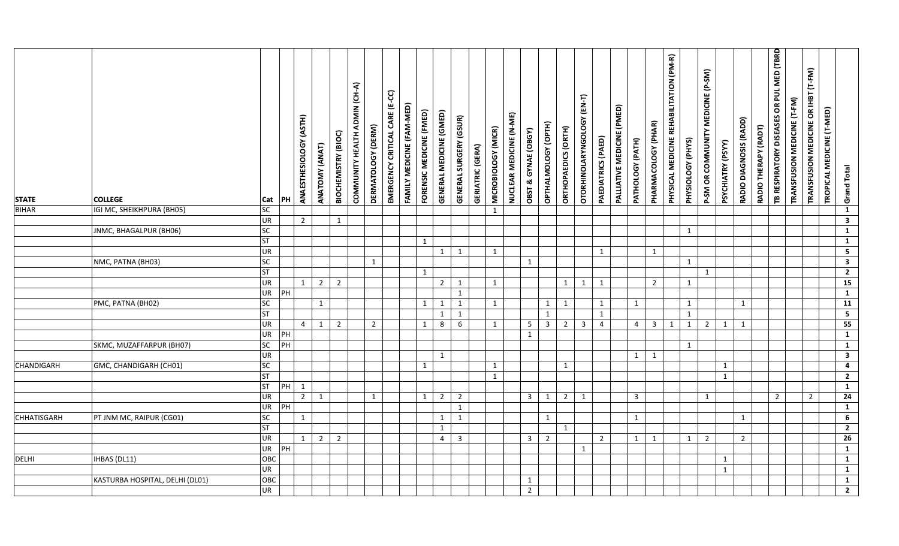| STATE | COLLEGE | Cat | PH | ANAESTHESIOLOGY (ASTH) | ANATOMY (ANAT) | BIOCHEMISTRY (BIOC) | COMMUNITY HEALTH ADMIN (CH-A) | DERMATOLOGY (DERM) | EMERGENCY CRITICAL CARE (E-CC) | FAMILY MEDICINE (FAM-MED) | FORENSIC MEDICINE (FMED) | GENERAL MEDICINE (GMED) | GENERAL SURGERY (GSUR) | GERIATRIC (GERA) | MICROBIOLOGY (MICR) | NUCLEAR MEDICINE (N-ME) | OBST & GYNAE (OBGY) | OPTHALMOLOGY (OPTH) | ORTHOPAEDICS (ORTH) | OTORHINOLARYNGOLOGY (EN-T) | PAEDIATRICS (PAED) | PALLIATIVE MEDICINE (PMED) | PATHOLOGY (PATH) | PHARMACOLOGY (PHAR) | PHYSICAL MEDICINE REHABILITATION (PM-R) | PHYSIOLOGY (PHYS) | P-SM OR COMMUNITY MEDICINE (P-SM) | PSYCHIATRY (PSYY) | RADIO DIAGNOSIS (RADD) | RADIO THERAPY (RADT) | TB RESPIRATORY DISEASES OR PUL MED (TBRD) | TRANSFUSION MEDICINE (T-FM) | TRANSFUSION MEDICINE OR IHBT (T-FM) | TROPICAL MEDICINE (T-MED) | Grand Total |
|---|---|---|---|---|---|---|---|---|---|---|---|---|---|---|---|---|---|---|---|---|---|---|---|---|---|---|---|---|---|---|---|---|---|---|---|
| BIHAR | IGI MC, SHEIKHPURA (BH05) | SC | | | | | | | | | | | | | 1 | | | | | | | | | | | | | | | | | | | | **1** |
| | | UR | | 2 | | 1 | | | | | | | | | | | | | | | | | | | | | | | | | | | | | **3** |
| | JNMC, BHAGALPUR (BH06) | SC | | | | | | | | | | | | | | | | | | | | | | | | 1 | | | | | | | | | **1** |
| | | ST | | | | | | | | | 1 | | | | | | | | | | | | | | | | | | | | | | | | **1** |
| | | UR | | | | | | | | | | 1 | 1 | | 1 | | | | | | 1 | | | 1 | | | | | | | | | | | **5** |
| | NMC, PATNA (BH03) | SC | | | | | | 1 | | | | | | | | | 1 | | | | | | | | | 1 | | | | | | | | | **3** |
| | | ST | | | | | | | | | 1 | | | | | | | | | | | | | | | | 1 | | | | | | | | **2** |
| | | UR | | 1 | 2 | 2 | | | | | | 2 | 1 | | 1 | | | | 1 | 1 | 1 | | | 2 | | 1 | | | | | | | | | **15** |
| | | UR | PH | | | | | | | | | | 1 | | | | | | | | | | | | | | | | | | | | | | **1** |
| | PMC, PATNA (BH02) | SC | | | 1 | | | | | | 1 | 1 | 1 | | 1 | | | 1 | 1 | | 1 | | 1 | | | 1 | | | 1 | | | | | | **11** |
| | | ST | | | | | | | | | | 1 | 1 | | | | | 1 | | | 1 | | | | | 1 | | | | | | | | | **5** |
| | | UR | | 4 | 1 | 2 | | 2 | | | 1 | 8 | 6 | | 1 | | 5 | 3 | 2 | 3 | 4 | | 4 | 3 | 1 | 1 | 2 | 1 | 1 | | | | | | **55** |
| | | UR | PH | | | | | | | | | | | | | | 1 | | | | | | | | | | | | | | | | | | **1** |
| | SKMC, MUZAFFARPUR (BH07) | SC | PH | | | | | | | | | | | | | | | | | | | | | | | 1 | | | | | | | | | **1** |
| | | UR | | | | | | | | | | 1 | | | | | | | | | | | 1 | 1 | | | | | | | | | | | **3** |
| CHANDIGARH | GMC, CHANDIGARH (CH01) | SC | | | | | | | | | 1 | | | | 1 | | | | 1 | | | | | | | | | 1 | | | | | | | **4** |
| | | ST | | | | | | | | | | | | | 1 | | | | | | | | | | | | | 1 | | | | | | | **2** |
| | | ST | PH | 1 | | | | | | | | | | | | | | | | | | | | | | | | | | | | | | | **1** |
| | | UR | | 2 | 1 | | | 1 | | | 1 | 2 | 2 | | | | 3 | 1 | 2 | 1 | | | 3 | | | | 1 | | | | 2 | | 2 | | **24** |
| | | UR | PH | | | | | | | | | | 1 | | | | | | | | | | | | | | | | | | | | | | **1** |
| CHHATISGARH | PT JNM MC, RAIPUR (CG01) | SC | | 1 | | | | | | | | 1 | 1 | | | | | 1 | | | | | 1 | | | | | | 1 | | | | | | **6** |
| | | ST | | | | | | | | | | 1 | | | | | | | 1 | | | | | | | | | | | | | | | | **2** |
| | | UR | | 1 | 2 | 2 | | | | | | 4 | 3 | | | | 3 | 2 | | | 2 | | 1 | 1 | | 1 | 2 | | 2 | | | | | | **26** |
| | | UR | PH | | | | | | | | | | | | | | | | | 1 | | | | | | | | | | | | | | | **1** |
| DELHI | IHBAS (DL11) | OBC | | | | | | | | | | | | | | | | | | | | | | | | | | 1 | | | | | | | **1** |
| | | UR | | | | | | | | | | | | | | | | | | | | | | | | | | 1 | | | | | | | **1** |
| | KASTURBA HOSPITAL, DELHI (DL01) | OBC | | | | | | | | | | | | | | | 1 | | | | | | | | | | | | | | | | | | **1** |
| | | UR | | | | | | | | | | | | | | | 2 | | | | | | | | | | | | | | | | | | **2** |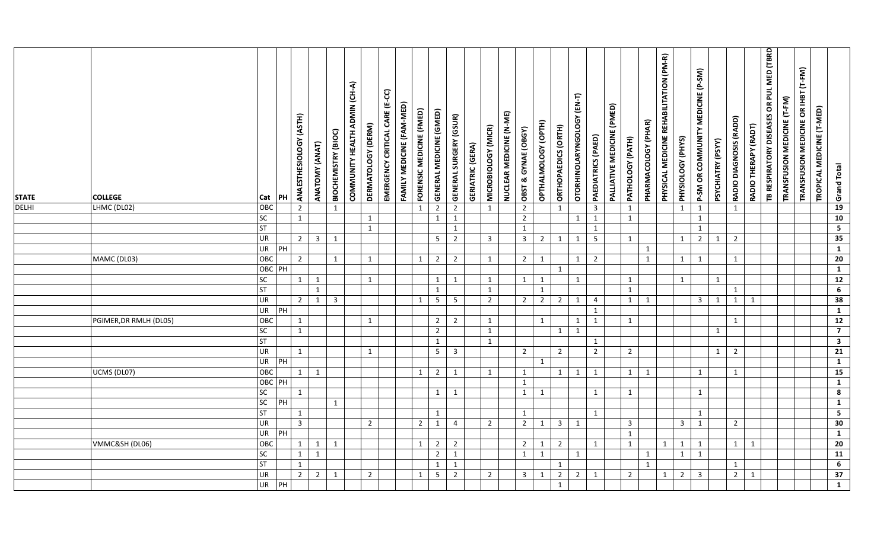| STATE | COLLEGE | Cat | PH | ANAESTHESIOLOGY (ASTH) | ANATOMY (ANAT) | BIOCHEMISTRY (BIOC) | COMMUNITY HEALTH ADMIN (CH-A) | DERMATOLOGY (DERM) | EMERGENCY CRITICAL CARE (E-CC) | FAMILY MEDICINE (FAM-MED) | FORENSIC MEDICINE (FMED) | GENERAL MEDICINE (GMED) | GENERAL SURGERY (GSUR) | GERIATRIC (GERA) | MICROBIOLOGY (MICR) | NUCLEAR MEDICINE (N-ME) | OBST & GYNAE (OBGY) | OPTHALMOLOGY (OPTH) | ORTHOPAEDICS (ORTH) | OTORHINOLARYNGOLOGY (EN-T) | PAEDIATRICS (PAED) | PALLIATIVE MEDICINE (PMED) | PATHOLOGY (PATH) | PHARMACOLOGY (PHAR) | PHYSICAL MEDICINE REHABILITATION (PM-R) | PHYSIOLOGY (PHYS) | P-SM OR COMMUNITY MEDICINE (P-SM) | PSYCHIATRY (PSYY) | RADIO DIAGNOSIS (RADD) | RADIO THERAPY (RADT) | TB RESPIRATORY DISEASES OR PUL MED (TBRD) | TRANSFUSION MEDICINE (T-FM) | TRANSFUSION MEDICINE OR IHBT (T-FM) | TROPICAL MEDICINE (T-MED) | Grand Total |
|---|---|---|---|---|---|---|---|---|---|---|---|---|---|---|---|---|---|---|---|---|---|---|---|---|---|---|---|---|---|---|---|---|---|---|---|
| DELHI | LHMC (DL02) | OBC | | 2 | | 1 | | | | | 1 | 2 | 2 | | 1 | | 2 | | 1 | | 3 | | 1 | | | 1 | 1 | | 1 | | | | | | 19 |
| | | SC | | 1 | | | | 1 | | | | 1 | 1 | | | | 2 | | | 1 | 1 | | 1 | | | | 1 | | | | | | | | 10 |
| | | ST | | | | | | 1 | | | | | 1 | | | | 1 | | | | 1 | | | | | | 1 | | | | | | | | 5 |
| | | UR | | 2 | 3 | 1 | | | | | | 5 | 2 | | 3 | | 3 | 2 | 1 | 1 | 5 | | 1 | | | 1 | 2 | 1 | 2 | | | | | | 35 |
| | | UR | PH | | | | | | | | | | | | | | | | | | | | | 1 | | | | | | | | | | | 1 |
| | MAMC (DL03) | OBC | | 2 | | 1 | | 1 | | | 1 | 2 | 2 | | 1 | | 2 | 1 | | 1 | 2 | | | 1 | | 1 | 1 | | 1 | | | | | | 20 |
| | | OBC | PH | | | | | | | | | | | | | | | | 1 | | | | | | | | | | | | | | | | 1 |
| | | SC | | 1 | 1 | | | 1 | | | | 1 | 1 | | 1 | | 1 | 1 | | 1 | | | 1 | | | 1 | | 1 | | | | | | | 12 |
| | | ST | | | 1 | | | | | | | 1 | | | 1 | | | 1 | | | | | 1 | | | | | | 1 | | | | | | 6 |
| | | UR | | 2 | 1 | 3 | | | | | 1 | 5 | 5 | | 2 | | 2 | 2 | 2 | 1 | 4 | | 1 | 1 | | | 3 | 1 | 1 | 1 | | | | | 38 |
| | | UR | PH | | | | | | | | | | | | | | | | | | 1 | | | | | | | | | | | | | | 1 |
| | PGIMER,DR RMLH (DL05) | OBC | | 1 | | | | 1 | | | | 2 | 2 | | 1 | | | 1 | | 1 | 1 | | 1 | | | | | | 1 | | | | | | 12 |
| | | SC | | 1 | | | | | | | | 2 | | | 1 | | | | 1 | 1 | | | | | | | | 1 | | | | | | | 7 |
| | | ST | | | | | | | | | | 1 | | | 1 | | | | | | 1 | | | | | | | | | | | | | | 3 |
| | | UR | | 1 | | | | 1 | | | | 5 | 3 | | | | 2 | | 2 | | 2 | | 2 | | | | | 1 | 2 | | | | | | 21 |
| | | UR | PH | | | | | | | | | | | | | | | 1 | | | | | | | | | | | | | | | | | 1 |
| | UCMS (DL07) | OBC | | 1 | 1 | | | | | | 1 | 2 | 1 | | 1 | | 1 | | 1 | 1 | 1 | | 1 | 1 | | | 1 | | 1 | | | | | | 15 |
| | | OBC | PH | | | | | | | | | | | | | | 1 | | | | | | | | | | | | | | | | | | 1 |
| | | SC | | 1 | | | | | | | | 1 | 1 | | | | 1 | 1 | | | 1 | | 1 | | | | 1 | | | | | | | | 8 |
| | | SC | PH | | | 1 | | | | | | | | | | | | | | | | | | | | | | | | | | | | | 1 |
| | | ST | | 1 | | | | | | | | 1 | | | | | 1 | | | | 1 | | | | | | 1 | | | | | | | | 5 |
| | | UR | | 3 | | | | 2 | | | 2 | 1 | 4 | | 2 | | 2 | 1 | 3 | 1 | | | 3 | | | 3 | 1 | | 2 | | | | | | 30 |
| | | UR | PH | | | | | | | | | | | | | | | | | | | | 1 | | | | | | | | | | | | 1 |
| | VMMC&SH (DL06) | OBC | | 1 | 1 | 1 | | | | | 1 | 2 | 2 | | | | 2 | 1 | 2 | | 1 | | 1 | | 1 | 1 | 1 | | 1 | 1 | | | | | 20 |
| | | SC | | 1 | 1 | | | | | | | 2 | 1 | | | | 1 | 1 | | 1 | | | | 1 | | 1 | 1 | | | | | | | | 11 |
| | | ST | | 1 | | | | | | | | 1 | 1 | | | | | | 1 | | | | | 1 | | | | | 1 | | | | | | 6 |
| | | UR | | 2 | 2 | 1 | | 2 | | | 1 | 5 | 2 | | 2 | | 3 | 1 | 2 | 2 | 1 | | 2 | | 1 | 2 | 3 | | 2 | 1 | | | | | 37 |
| | | UR | PH | | | | | | | | | | | | | | | | 1 | | | | | | | | | | | | | | | | 1 |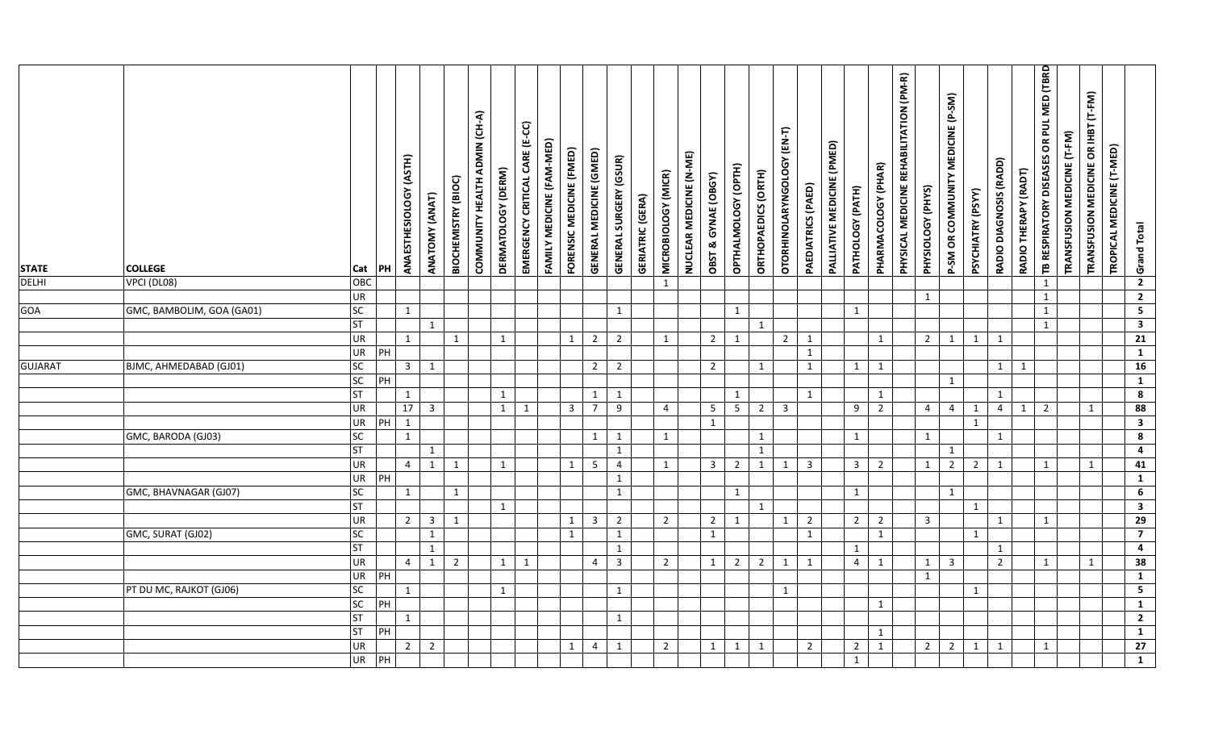| STATE | COLLEGE | Cat | PH | ANAESTHESIOLOGY (ASTH) | ANATOMY (ANAT) | BIOCHEMISTRY (BIOC) | COMMUNITY HEALTH ADMIN (CH-A) | DERMATOLOGY (DERM) | EMERGENCY CRITICAL CARE (E-CC) | FAMILY MEDICINE (FAM-MED) | FORENSIC MEDICINE (FMED) | GENERAL MEDICINE (GMED) | GENERAL SURGERY (GSUR) | GERIATRIC (GERA) | MICROBIOLOGY (MICR) | NUCLEAR MEDICINE (N-ME) | OBST & GYNAE (OBGY) | OPTHALMOLOGY (OPTH) | ORTHOPAEDICS (ORTH) | OTORHINOLARYNGOLOGY (EN-T) | PAEDIATRICS (PAED) | PALLIATIVE MEDICINE (PMED) | PATHOLOGY (PATH) | PHARMACOLOGY (PHAR) | PHYSICAL MEDICINE REHABILITATION (PM-R) | PHYSIOLOGY (PHYS) | P-SM OR COMMUNITY MEDICINE (P-SM) | PSYCHIATRY (PSYY) | RADIO DIAGNOSIS (RADD) | RADIO THERAPY (RADT) | TB RESPIRATORY DISEASES OR PUL MED (TBRD | TRANSFUSION MEDICINE (T-FM) | TRANSFUSION MEDICINE OR IHBT (T-FM) | TROPICAL MEDICINE (T-MED) | Grand Total |
|---|---|---|---|---|---|---|---|---|---|---|---|---|---|---|---|---|---|---|---|---|---|---|---|---|---|---|---|---|---|---|---|---|---|---|---|
| DELHI | VPCI (DL08) | OBC | | | | | | | | | | | | | 1 | | | | | | | | | | | | | | | | 1 | | | | **2** |
| | | UR | | | | | | | | | | | | | | | | | | | | | | | | 1 | | | | | 1 | | | | **2** |
| GOA | GMC, BAMBOLIM, GOA (GA01) | SC | | 1 | | | | | | | | | 1 | | | | | 1 | | | | | 1 | | | | | | | | 1 | | | | **5** |
| | | ST | | | 1 | | | | | | | | | | | | | | 1 | | | | | | | | | | | | 1 | | | | **3** |
| | | UR | | 1 | | 1 | | 1 | | | 1 | 2 | 2 | | 1 | | 2 | 1 | | 2 | 1 | | | 1 | | 2 | 1 | 1 | 1 | | | | | | **21** |
| | | UR | PH | | | | | | | | | | | | | | | | | | 1 | | | | | | | | | | | | | | **1** |
| GUJARAT | BJMC, AHMEDABAD (GJ01) | SC | | 3 | 1 | | | | | | | 2 | 2 | | | | 2 | | 1 | | 1 | | 1 | 1 | | | | | 1 | 1 | | | | | **16** |
| | | SC | PH | | | | | | | | | | | | | | | | | | | | | | | | 1 | | | | | | | | **1** |
| | | ST | | 1 | | | | 1 | | | | 1 | 1 | | | | | 1 | | | 1 | | | 1 | | | | | 1 | | | | | | **8** |
| | | UR | | 17 | 3 | | | 1 | 1 | | 3 | 7 | 9 | | 4 | | 5 | 5 | 2 | 3 | | | 9 | 2 | | 4 | 4 | 1 | 4 | 1 | 2 | | 1 | | **88** |
| | | UR | PH | 1 | | | | | | | | | | | | | 1 | | | | | | | | | | | 1 | | | | | | | **3** |
| | GMC, BARODA (GJ03) | SC | | 1 | | | | | | | | 1 | 1 | | 1 | | | | 1 | | | | 1 | | | 1 | | | 1 | | | | | | **8** |
| | | ST | | | 1 | | | | | | | | 1 | | | | | | 1 | | | | | | | | 1 | | | | | | | | **4** |
| | | UR | | 4 | 1 | 1 | | 1 | | | 1 | 5 | 4 | | 1 | | 3 | 2 | 1 | 1 | 3 | | 3 | 2 | | 1 | 2 | 2 | 1 | | 1 | | 1 | | **41** |
| | | UR | PH | | | | | | | | | | 1 | | | | | | | | | | | | | | | | | | | | | | **1** |
| | GMC, BHAVNAGAR (GJ07) | SC | | 1 | | 1 | | | | | | | 1 | | | | | 1 | | | | | 1 | | | | 1 | | | | | | | | **6** |
| | | ST | | | | | | 1 | | | | | | | | | | | 1 | | | | | | | | | 1 | | | | | | | **3** |
| | | UR | | 2 | 3 | 1 | | | | | 1 | 3 | 2 | | 2 | | 2 | 1 | | 1 | 2 | | 2 | 2 | | 3 | | | 1 | | 1 | | | | **29** |
| | GMC, SURAT (GJ02) | SC | | | 1 | | | | | | 1 | | 1 | | | | 1 | | | | 1 | | | 1 | | | | 1 | | | | | | | **7** |
| | | ST | | | 1 | | | | | | | | 1 | | | | | | | | | | 1 | | | | | | 1 | | | | | | **4** |
| | | UR | | 4 | 1 | 2 | | 1 | 1 | | | 4 | 3 | | 2 | | 1 | 2 | 2 | 1 | 1 | | 4 | 1 | | 1 | 3 | | 2 | | 1 | | 1 | | **38** |
| | | UR | PH | | | | | | | | | | | | | | | | | | | | | | | 1 | | | | | | | | | **1** |
| | PT DU MC, RAJKOT (GJ06) | SC | | 1 | | | | 1 | | | | | 1 | | | | | | | 1 | | | | | | | | 1 | | | | | | | **5** |
| | | SC | PH | | | | | | | | | | | | | | | | | | | | | 1 | | | | | | | | | | | **1** |
| | | ST | | 1 | | | | | | | | | 1 | | | | | | | | | | | | | | | | | | | | | | **2** |
| | | ST | PH | | | | | | | | | | | | | | | | | | | | | 1 | | | | | | | | | | | **1** |
| | | UR | | 2 | 2 | | | | | | 1 | 4 | 1 | | 2 | | 1 | 1 | 1 | | 2 | | 2 | 1 | | 2 | 2 | 1 | 1 | | 1 | | | | **27** |
| | | UR | PH | | | | | | | | | | | | | | | | | | | | 1 | | | | | | | | | | | | **1** |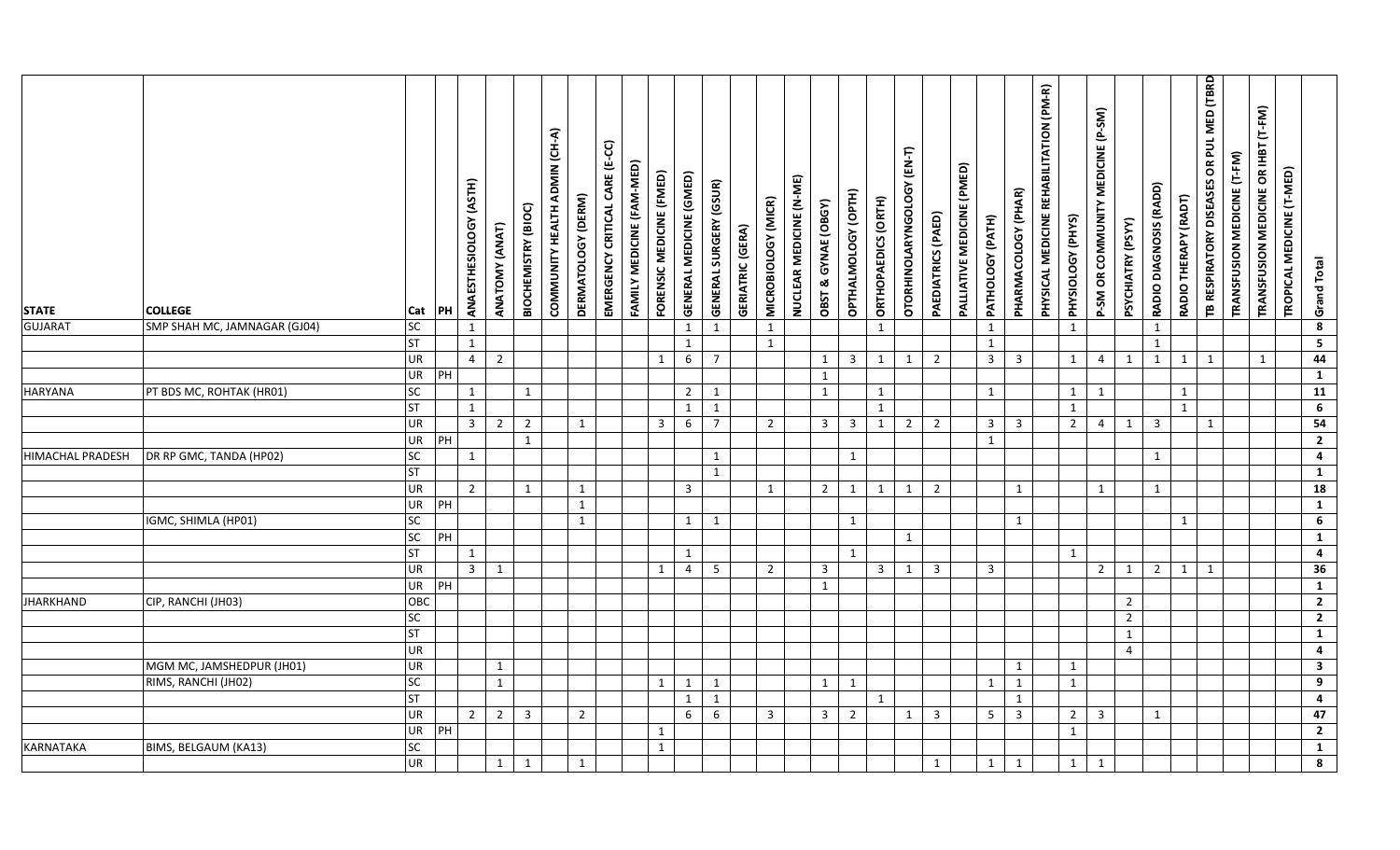| STATE | COLLEGE | Cat | PH | ANAESTHESIOLOGY (ASTH) | ANATOMY (ANAT) | BIOCHEMISTRY (BIOC) | COMMUNITY HEALTH ADMIN (CH-A) | DERMATOLOGY (DERM) | EMERGENCY CRITICAL CARE (E-CC) | FAMILY MEDICINE (FAM-MED) | FORENSIC MEDICINE (FMED) | GENERAL MEDICINE (GMED) | GENERAL SURGERY (GSUR) | GERIATRIC (GERA) | MICROBIOLOGY (MICR) | NUCLEAR MEDICINE (N-ME) | OBST & GYNAE (OBGY) | OPTHALMOLOGY (OPTH) | ORTHOPAEDICS (ORTH) | OTORHINOLARYNGOLOGY (EN-T) | PAEDIATRICS (PAED) | PALLIATIVE MEDICINE (PMED) | PATHOLOGY (PATH) | PHARMACOLOGY (PHAR) | PHYSICAL MEDICINE REHABILITATION (PM-R) | PHYSIOLOGY (PHYS) | P-SM OR COMMUNITY MEDICINE (P-SM) | PSYCHIATRY (PSYY) | RADIO DIAGNOSIS (RADD) | RADIO THERAPY (RADT) | TB RESPIRATORY DISEASES OR PUL MED (TBRD) | TRANSFUSION MEDICINE (T-FM) | TRANSFUSION MEDICINE OR IHBT (T-FM) | TROPICAL MEDICINE (T-MED) | Grand Total |
|---|---|---|---|---|---|---|---|---|---|---|---|---|---|---|---|---|---|---|---|---|---|---|---|---|---|---|---|---|---|---|---|---|---|---|---|
| GUJARAT | SMP SHAH MC, JAMNAGAR (GJ04) | SC | | 1 | | | | | | | | 1 | 1 | | 1 | | | | 1 | | | | 1 | | | 1 | | | 1 | | | | | | 8 |
| | | ST | | 1 | | | | | | | | 1 | | | 1 | | | | | | | | 1 | | | | | | 1 | | | | | | 5 |
| | | UR | | 4 | 2 | | | | | | 1 | 6 | 7 | | | | 1 | 3 | 1 | 1 | 2 | | 3 | 3 | | 1 | 4 | 1 | 1 | 1 | 1 | | 1 | | 44 |
| | | UR | PH | | | | | | | | | | | | | | 1 | | | | | | | | | | | | | | | | | | 1 |
| HARYANA | PT BDS MC, ROHTAK (HR01) | SC | | 1 | | 1 | | | | | | 2 | 1 | | | | 1 | | 1 | | | | 1 | | | 1 | 1 | | | 1 | | | | | 11 |
| | | ST | | 1 | | | | | | | | 1 | 1 | | | | | | 1 | | | | | | | 1 | | | | 1 | | | | | 6 |
| | | UR | | 3 | 2 | 2 | | 1 | | | 3 | 6 | 7 | | 2 | | 3 | 3 | 1 | 2 | 2 | | 3 | 3 | | 2 | 4 | 1 | 3 | | 1 | | | | 54 |
| | | UR | PH | | | 1 | | | | | | | | | | | | | | | | | 1 | | | | | | | | | | | | 2 |
| HIMACHAL PRADESH | DR RP GMC, TANDA (HP02) | SC | | 1 | | | | | | | | | 1 | | | | | 1 | | | | | | | | | | | 1 | | | | | | 4 |
| | | ST | | | | | | | | | | | 1 | | | | | | | | | | | | | | | | | | | | | | 1 |
| | | UR | | 2 | | 1 | | 1 | | | | 3 | | | 1 | | 2 | 1 | 1 | 1 | 2 | | | 1 | | | 1 | | 1 | | | | | | 18 |
| | | UR | PH | | | | | 1 | | | | | | | | | | | | | | | | | | | | | | | | | | | 1 |
| | IGMC, SHIMLA (HP01) | SC | | | | | | 1 | | | | 1 | 1 | | | | | 1 | | | | | | 1 | | | | | | 1 | | | | | 6 |
| | | SC | PH | | | | | | | | | | | | | | | | | 1 | | | | | | | | | | | | | | | 1 |
| | | ST | | 1 | | | | | | | | 1 | | | | | | 1 | | | | | | | | 1 | | | | | | | | | 4 |
| | | UR | | 3 | 1 | | | | | | 1 | 4 | 5 | | 2 | | 3 | | 3 | 1 | 3 | | 3 | | | | 2 | 1 | 2 | 1 | 1 | | | | 36 |
| | | UR | PH | | | | | | | | | | | | | | 1 | | | | | | | | | | | | | | | | | | 1 |
| JHARKHAND | CIP, RANCHI (JH03) | OBC | | | | | | | | | | | | | | | | | | | | | | | | | | 2 | | | | | | | 2 |
| | | SC | | | | | | | | | | | | | | | | | | | | | | | | | | 2 | | | | | | | 2 |
| | | ST | | | | | | | | | | | | | | | | | | | | | | | | | | 1 | | | | | | | 1 |
| | | UR | | | | | | | | | | | | | | | | | | | | | | | | | | 4 | | | | | | | 4 |
| | MGM MC, JAMSHEDPUR (JH01) | UR | | | 1 | | | | | | | | | | | | | | | | | | | 1 | | 1 | | | | | | | | | 3 |
| | RIMS, RANCHI (JH02) | SC | | | 1 | | | | | | 1 | 1 | 1 | | | | 1 | 1 | | | | | 1 | 1 | | 1 | | | | | | | | | 9 |
| | | ST | | | | | | | | | | 1 | 1 | | | | | | 1 | | | | | 1 | | | | | | | | | | | 4 |
| | | UR | | 2 | 2 | 3 | | 2 | | | | 6 | 6 | | 3 | | 3 | 2 | | 1 | 3 | | 5 | 3 | | 2 | 3 | | 1 | | | | | | 47 |
| | | UR | PH | | | | | | | | 1 | | | | | | | | | | | | | | | 1 | | | | | | | | | 2 |
| KARNATAKA | BIMS, BELGAUM (KA13) | SC | | | | | | | | | 1 | | | | | | | | | | | | | | | | | | | | | | | | 1 |
| | | UR | | | 1 | 1 | | 1 | | | | | | | | | | | | | 1 | | 1 | 1 | | 1 | 1 | | | | | | | | 8 |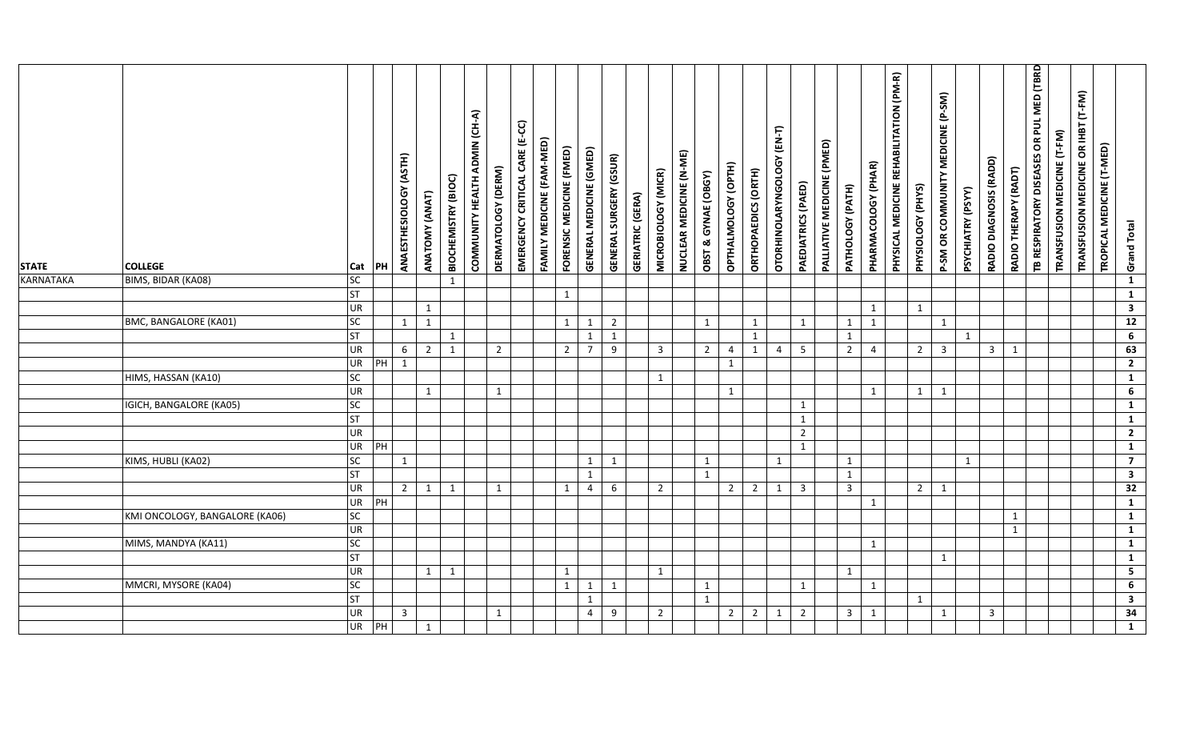| STATE | COLLEGE | Cat | PH | ANAESTHESIOLOGY (ASTH) | ANATOMY (ANAT) | BIOCHEMISTRY (BIOC) | COMMUNITY HEALTH ADMIN (CH-A) | DERMATOLOGY (DERM) | EMERGENCY CRITICAL CARE (E-CC) | FAMILY MEDICINE (FAM-MED) | FORENSIC MEDICINE (FMED) | GENERAL MEDICINE (GMED) | GENERAL SURGERY (GSUR) | GERIATRIC (GERA) | MICROBIOLOGY (MICR) | NUCLEAR MEDICINE (N-ME) | OBST & GYNAE (OBGY) | OPTHALMOLOGY (OPTH) | ORTHOPAEDICS (ORTH) | OTORHINOLARYNGOLOGY (EN-T) | PAEDIATRICS (PAED) | PALLIATIVE MEDICINE (PMED) | PATHOLOGY (PATH) | PHARMACOLOGY (PHAR) | PHYSICAL MEDICINE REHABILITATION (PM-R) | PHYSIOLOGY (PHYS) | P-SM OR COMMUNITY MEDICINE (P-SM) | PSYCHIATRY (PSYY) | RADIO DIAGNOSIS (RADD) | RADIO THERAPY (RADT) | TB RESPIRATORY DISEASES OR PUL MED (TBRD) | TRANSFUSION MEDICINE (T-FM) | TRANSFUSION MEDICINE OR IHBT (T-FM) | TROPICAL MEDICINE (T-MED) | Grand Total |
|---|---|---|---|---|---|---|---|---|---|---|---|---|---|---|---|---|---|---|---|---|---|---|---|---|---|---|---|---|---|---|---|---|---|---|---|
| KARNATAKA | BIMS, BIDAR (KA08) | SC | | | | 1 | | | | | | | | | | | | | | | | | | | | | | | | | | | | | **1** |
| | | ST | | | | | | | | | 1 | | | | | | | | | | | | | | | | | | | | | | | | **1** |
| | | UR | | | 1 | | | | | | | | | | | | | | | | | | | 1 | | 1 | | | | | | | | | **3** |
| | BMC, BANGALORE (KA01) | SC | | 1 | 1 | | | | | | 1 | 1 | 2 | | | | 1 | | 1 | | 1 | | 1 | 1 | | | 1 | | | | | | | | **12** |
| | | ST | | | | 1 | | | | | | 1 | 1 | | | | | | 1 | | | | 1 | | | | | 1 | | | | | | | **6** |
| | | UR | | 6 | 2 | 1 | | 2 | | | 2 | 7 | 9 | | 3 | | 2 | 4 | 1 | 4 | 5 | | 2 | 4 | | 2 | 3 | | 3 | 1 | | | | | **63** |
| | | UR | PH | 1 | | | | | | | | | | | | | | 1 | | | | | | | | | | | | | | | | | **2** |
| | HIMS, HASSAN (KA10) | SC | | | | | | | | | | | | | 1 | | | | | | | | | | | | | | | | | | | | **1** |
| | | UR | | | 1 | | | 1 | | | | | | | | | | 1 | | | | | | 1 | | 1 | 1 | | | | | | | | **6** |
| | IGICH, BANGALORE (KA05) | SC | | | | | | | | | | | | | | | | | | | 1 | | | | | | | | | | | | | | **1** |
| | | ST | | | | | | | | | | | | | | | | | | | 1 | | | | | | | | | | | | | | **1** |
| | | UR | | | | | | | | | | | | | | | | | | | 2 | | | | | | | | | | | | | | **2** |
| | | UR | PH | | | | | | | | | | | | | | | | | | 1 | | | | | | | | | | | | | | **1** |
| | KIMS, HUBLI (KA02) | SC | | 1 | | | | | | | | 1 | 1 | | | | 1 | | | 1 | | | 1 | | | | | 1 | | | | | | | **7** |
| | | ST | | | | | | | | | | 1 | | | | | 1 | | | | | | 1 | | | | | | | | | | | | **3** |
| | | UR | | 2 | 1 | 1 | | 1 | | | 1 | 4 | 6 | | 2 | | | 2 | 2 | 1 | 3 | | 3 | | | 2 | 1 | | | | | | | | **32** |
| | | UR | PH | | | | | | | | | | | | | | | | | | | | | 1 | | | | | | | | | | | **1** |
| | KMI ONCOLOGY, BANGALORE (KA06) | SC | | | | | | | | | | | | | | | | | | | | | | | | | | | | 1 | | | | | **1** |
| | | UR | | | | | | | | | | | | | | | | | | | | | | | | | | | | 1 | | | | | **1** |
| | MIMS, MANDYA (KA11) | SC | | | | | | | | | | | | | | | | | | | | | | 1 | | | | | | | | | | | **1** |
| | | ST | | | | | | | | | | | | | | | | | | | | | | | | | 1 | | | | | | | | **1** |
| | | UR | | | 1 | 1 | | | | | 1 | | | | 1 | | | | | | | | 1 | | | | | | | | | | | | **5** |
| | MMCRI, MYSORE (KA04) | SC | | | | | | | | | 1 | 1 | 1 | | | | 1 | | | | 1 | | | 1 | | | | | | | | | | | **6** |
| | | ST | | | | | | | | | | 1 | | | | | 1 | | | | | | | | | 1 | | | | | | | | | **3** |
| | | UR | | 3 | | | | 1 | | | | 4 | 9 | | 2 | | | 2 | 2 | 1 | 2 | | 3 | 1 | | | 1 | | 3 | | | | | | **34** |
| | | UR | PH | | 1 | | | | | | | | | | | | | | | | | | | | | | | | | | | | | | **1** |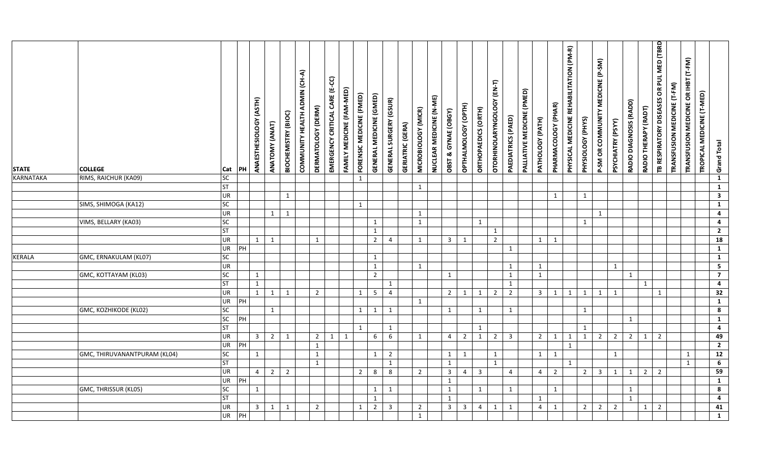| STATE | COLLEGE | Cat | PH | ANAESTHESIOLOGY (ASTH) | ANATOMY (ANAT) | BIOCHEMISTRY (BIOC) | COMMUNITY HEALTH ADMIN (CH-A) | DERMATOLOGY (DERM) | EMERGENCY CRITICAL CARE (E-CC) | FAMILY MEDICINE (FAM-MED) | FORENSIC MEDICINE (FMED) | GENERAL MEDICINE (GMED) | GENERAL SURGERY (GSUR) | GERIATRIC (GERA) | MICROBIOLOGY (MICR) | NUCLEAR MEDICINE (N-ME) | OBST & GYNAE (OBGY) | OPTHALMOLOGY (OPTH) | ORTHOPAEDICS (ORTH) | OTORHINOLARYNGOLOGY (EN-T) | PAEDIATRICS (PAED) | PALLIATIVE MEDICINE (PMED) | PATHOLOGY (PATH) | PHARMACOLOGY (PHAR) | PHYSICAL MEDICINE REHABILITATION (PM-R) | PHYSIOLOGY (PHYS) | P-SM OR COMMUNITY MEDICINE (P-SM) | PSYCHIATRY (PSYY) | RADIO DIAGNOSIS (RADD) | RADIO THERAPY (RADT) | TB RESPIRATORY DISEASES OR PUL MED (TBRD) | TRANSFUSION MEDICINE (T-FM) | TRANSFUSION MEDICINE OR IHBT (T-FM) | TROPICAL MEDICINE (T-MED) | Grand Total |
|---|---|---|---|---|---|---|---|---|---|---|---|---|---|---|---|---|---|---|---|---|---|---|---|---|---|---|---|---|---|---|---|---|---|---|---|
| KARNATAKA | RIMS, RAICHUR (KA09) | SC | | | | | | | | | 1 | | | | | | | | | | | | | | | | | | | | | | | | **1** |
| | | ST | | | | | | | | | | | | | 1 | | | | | | | | | | | | | | | | | | | | **1** |
| | | UR | | | | 1 | | | | | | | | | | | | | | | | | | 1 | | 1 | | | | | | | | | **3** |
| | SIMS, SHIMOGA (KA12) | SC | | | | | | | | | 1 | | | | | | | | | | | | | | | | | | | | | | | | **1** |
| | | UR | | | 1 | 1 | | | | | | | | | 1 | | | | | | | | | | | | 1 | | | | | | | | **4** |
| | VIMS, BELLARY (KA03) | SC | | | | | | | | | | 1 | | | 1 | | | | 1 | | | | | | | 1 | | | | | | | | | **4** |
| | | ST | | | | | | | | | | 1 | | | | | | | | 1 | | | | | | | | | | | | | | | **2** |
| | | UR | | 1 | 1 | | | 1 | | | | 2 | 4 | | 1 | | 3 | 1 | | 2 | | | 1 | 1 | | | | | | | | | | | **18** |
| | | UR | PH | | | | | | | | | | | | | | | | | | 1 | | | | | | | | | | | | | | **1** |
| KERALA | GMC, ERNAKULAM (KL07) | SC | | | | | | | | | | 1 | | | | | | | | | | | | | | | | | | | | | | | **1** |
| | | UR | | | | | | | | | | 1 | | | 1 | | | | | | 1 | | 1 | | | | | 1 | | | | | | | **5** |
| | GMC, KOTTAYAM (KL03) | SC | | 1 | | | | | | | | 2 | | | | | 1 | | | | 1 | | 1 | | | | | | 1 | | | | | | **7** |
| | | ST | | 1 | | | | | | | | | 1 | | | | | | | | 1 | | | | | | | | | 1 | | | | | **4** |
| | | UR | | 1 | 1 | 1 | | 2 | | | 1 | 5 | 4 | | | | 2 | 1 | 1 | 2 | 2 | | 3 | 1 | 1 | 1 | 1 | 1 | | | 1 | | | | **32** |
| | | UR | PH | | | | | | | | | | | | 1 | | | | | | | | | | | | | | | | | | | | **1** |
| | GMC, KOZHIKODE (KL02) | SC | | | 1 | | | | | | 1 | 1 | 1 | | | | 1 | | 1 | | 1 | | | | | 1 | | | | | | | | | **8** |
| | | SC | PH | | | | | | | | | | | | | | | | | | | | | | | | | | 1 | | | | | | **1** |
| | | ST | | | | | | | | | 1 | | 1 | | | | | | 1 | | | | | | | 1 | | | | | | | | | **4** |
| | | UR | | 3 | 2 | 1 | | 2 | 1 | 1 | | 6 | 6 | | 1 | | 4 | 2 | 1 | 2 | 3 | | 2 | 1 | 1 | 1 | 2 | 2 | 2 | 1 | 2 | | | | **49** |
| | | UR | PH | | | | | 1 | | | | | | | | | | | | | | | | | 1 | | | | | | | | | | **2** |
| | GMC, THIRUVANANTPURAM (KL04) | SC | | 1 | | | | 1 | | | | 1 | 2 | | | | 1 | 1 | | 1 | | | 1 | 1 | | | | 1 | | | | | 1 | | **12** |
| | | ST | | | | | | 1 | | | | | 1 | | | | 1 | | | 1 | | | | | 1 | | | | | | | | 1 | | **6** |
| | | UR | | 4 | 2 | 2 | | | | | 2 | 8 | 8 | | 2 | | 3 | 4 | 3 | | 4 | | 4 | 2 | | 2 | 3 | 1 | 1 | 2 | 2 | | | | **59** |
| | | UR | PH | | | | | | | | | | | | | | 1 | | | | | | | | | | | | | | | | | | **1** |
| | GMC, THRISSUR (KL05) | SC | | 1 | | | | | | | | 1 | 1 | | | | 1 | | 1 | | 1 | | | 1 | | | | | 1 | | | | | | **8** |
| | | ST | | | | | | | | | | 1 | | | | | 1 | | | | | | 1 | | | | | | 1 | | | | | | **4** |
| | | UR | | 3 | 1 | 1 | | 2 | | | 1 | 2 | 3 | | 2 | | 3 | 3 | 4 | 1 | 1 | | 4 | 1 | | 2 | 2 | 2 | | 1 | 2 | | | | **41** |
| | | UR | PH | | | | | | | | | | | | 1 | | | | | | | | | | | | | | | | | | | | **1** |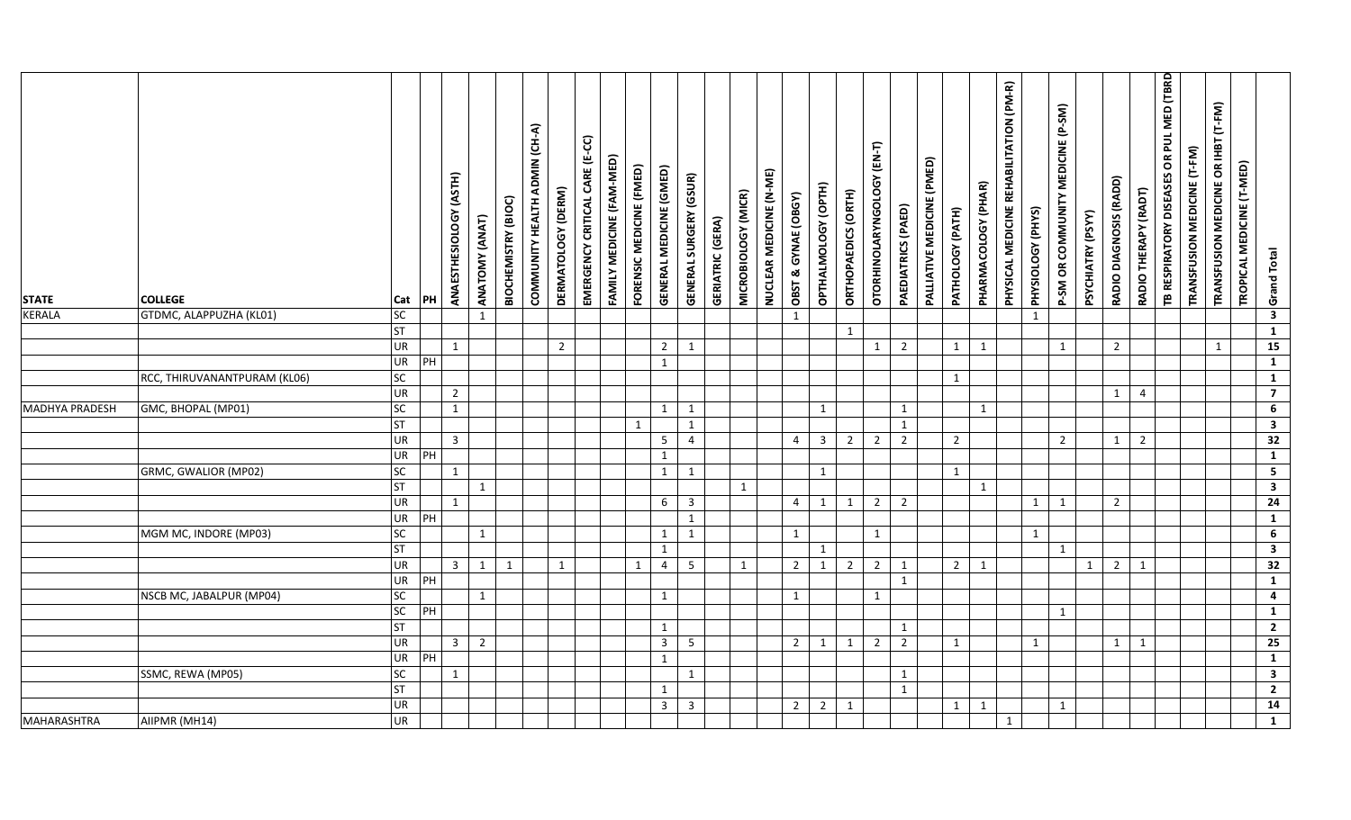| STATE | COLLEGE | Cat | PH | ANAESTHESIOLOGY (ASTH) | ANATOMY (ANAT) | BIOCHEMISTRY (BIOC) | COMMUNITY HEALTH ADMIN (CH-A) | DERMATOLOGY (DERM) | EMERGENCY CRITICAL CARE (E-CC) | FAMILY MEDICINE (FAM-MED) | FORENSIC MEDICINE (FMED) | GENERAL MEDICINE (GMED) | GENERAL SURGERY (GSUR) | GERIATRIC (GERA) | MICROBIOLOGY (MICR) | NUCLEAR MEDICINE (N-ME) | OBST & GYNAE (OBGY) | OPTHALMOLOGY (OPTH) | ORTHOPAEDICS (ORTH) | OTORHINOLARYNGOLOGY (EN-T) | PAEDIATRICS (PAED) | PALLIATIVE MEDICINE (PMED) | PATHOLOGY (PATH) | PHARMACOLOGY (PHAR) | PHYSICAL MEDICINE REHABILITATION (PM-R) | PHYSIOLOGY (PHYS) | P-SM OR COMMUNITY MEDICINE (P-SM) | PSYCHIATRY (PSYY) | RADIO DIAGNOSIS (RADD) | RADIO THERAPY (RADT) | TB RESPIRATORY DISEASES OR PUL MED (TBRD) | TRANSFUSION MEDICINE (T-FM) | TRANSFUSION MEDICINE OR IHBT (T-FM) | TROPICAL MEDICINE (T-MED) | Grand Total |
|---|---|---|---|---|---|---|---|---|---|---|---|---|---|---|---|---|---|---|---|---|---|---|---|---|---|---|---|---|---|---|---|---|---|---|---|
| KERALA | GTDMC, ALAPPUZHA (KL01) | SC | | | 1 | | | | | | | | | | | | 1 | | | | | | | | | 1 | | | | | | | | | **3** |
| | | ST | | | | | | | | | | | | | | | | | 1 | | | | | | | | | | | | | | | | **1** |
| | | UR | | 1 | | | | 2 | | | | 2 | 1 | | | | | | | 1 | 2 | | 1 | 1 | | | 1 | | 2 | | | | 1 | | **15** |
| | | UR | PH | | | | | | | | | 1 | | | | | | | | | | | | | | | | | | | | | | | **1** |
| | RCC, THIRUVANANTPURAM (KL06) | SC | | | | | | | | | | | | | | | | | | | | | 1 | | | | | | | | | | | | **1** |
| | | UR | | 2 | | | | | | | | | | | | | | | | | | | | | | | | | 1 | 4 | | | | | **7** |
| MADHYA PRADESH | GMC, BHOPAL (MP01) | SC | | 1 | | | | | | | | 1 | 1 | | | | | 1 | | | 1 | | | 1 | | | | | | | | | | | **6** |
| | | ST | | | | | | | | | 1 | | 1 | | | | | | | | 1 | | | | | | | | | | | | | | **3** |
| | | UR | | 3 | | | | | | | | 5 | 4 | | | | 4 | 3 | 2 | 2 | 2 | | 2 | | | | 2 | | 1 | 2 | | | | | **32** |
| | | UR | PH | | | | | | | | | 1 | | | | | | | | | | | | | | | | | | | | | | | **1** |
| | GRMC, GWALIOR (MP02) | SC | | 1 | | | | | | | | 1 | 1 | | | | | 1 | | | | | 1 | | | | | | | | | | | | **5** |
| | | ST | | | 1 | | | | | | | | | | 1 | | | | | | | | | 1 | | | | | | | | | | | **3** |
| | | UR | | 1 | | | | | | | | 6 | 3 | | | | 4 | 1 | 1 | 2 | 2 | | | | | 1 | 1 | | 2 | | | | | | **24** |
| | | UR | PH | | | | | | | | | | 1 | | | | | | | | | | | | | | | | | | | | | | **1** |
| | MGM MC, INDORE (MP03) | SC | | | 1 | | | | | | | 1 | 1 | | | | 1 | | | 1 | | | | | | 1 | | | | | | | | | **6** |
| | | ST | | | | | | | | | | 1 | | | | | | 1 | | | | | | | | | 1 | | | | | | | | **3** |
| | | UR | | 3 | 1 | 1 | | 1 | | | 1 | 4 | 5 | | 1 | | 2 | 1 | 2 | 2 | 1 | | 2 | 1 | | | | 1 | 2 | 1 | | | | | **32** |
| | | UR | PH | | | | | | | | | | | | | | | | | | 1 | | | | | | | | | | | | | | **1** |
| | NSCB MC, JABALPUR (MP04) | SC | | | 1 | | | | | | | 1 | | | | | 1 | | | 1 | | | | | | | | | | | | | | | **4** |
| | | SC | PH | | | | | | | | | | | | | | | | | | | | | | | | 1 | | | | | | | | **1** |
| | | ST | | | | | | | | | | 1 | | | | | | | | | 1 | | | | | | | | | | | | | | **2** |
| | | UR | | 3 | 2 | | | | | | | 3 | 5 | | | | 2 | 1 | 1 | 2 | 2 | | 1 | | | 1 | | | 1 | 1 | | | | | **25** |
| | | UR | PH | | | | | | | | | 1 | | | | | | | | | | | | | | | | | | | | | | | **1** |
| | SSMC, REWA (MP05) | SC | | 1 | | | | | | | | | 1 | | | | | | | | 1 | | | | | | | | | | | | | | **3** |
| | | ST | | | | | | | | | | 1 | | | | | | | | | 1 | | | | | | | | | | | | | | **2** |
| | | UR | | | | | | | | | | 3 | 3 | | | | 2 | 2 | 1 | | | | 1 | 1 | | | 1 | | | | | | | | **14** |
| MAHARASHTRA | AIIPMR (MH14) | UR | | | | | | | | | | | | | | | | | | | | | | | 1 | | | | | | | | | | **1** |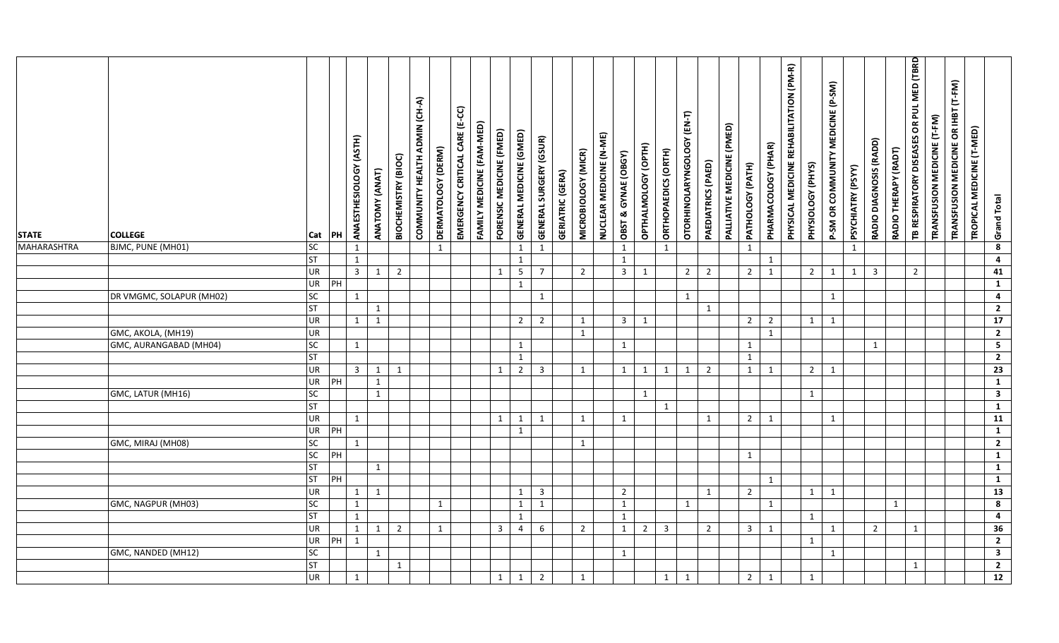| STATE | COLLEGE | Cat | PH | ANAESTHESIOLOGY (ASTH) | ANATOMY (ANAT) | BIOCHEMISTRY (BIOC) | COMMUNITY HEALTH ADMIN (CH-A) | DERMATOLOGY (DERM) | EMERGENCY CRITICAL CARE (E-CC) | FAMILY MEDICINE (FAM-MED) | FORENSIC MEDICINE (FMED) | GENERAL MEDICINE (GMED) | GENERAL SURGERY (GSUR) | GERIATRIC (GERA) | MICROBIOLOGY (MICR) | NUCLEAR MEDICINE (N-ME) | OBST & GYNAE (OBGY) | OPTHALMOLOGY (OPTH) | ORTHOPAEDICS (ORTH) | OTORHINOLARYNGOLOGY (EN-T) | PAEDIATRICS (PAED) | PALLIATIVE MEDICINE (PMED) | PATHOLOGY (PATH) | PHARMACOLOGY (PHAR) | PHYSICAL MEDICINE REHABILITATION (PM-R) | PHYSIOLOGY (PHYS) | P-SM OR COMMUNITY MEDICINE (P-SM) | PSYCHIATRY (PSYY) | RADIO DIAGNOSIS (RADD) | RADIO THERAPY (RADT) | TB RESPIRATORY DISEASES OR PUL MED (TBRD) | TRANSFUSION MEDICINE (T-FM) | TRANSFUSION MEDICINE OR IHBT (T-FM) | TROPICAL MEDICINE (T-MED) | Grand Total |
|---|---|---|---|---|---|---|---|---|---|---|---|---|---|---|---|---|---|---|---|---|---|---|---|---|---|---|---|---|---|---|---|---|---|---|---|
| MAHARASHTRA | BJMC, PUNE (MH01) | SC | | 1 | | | | 1 | | | | 1 | 1 | | | | 1 | | 1 | | | | 1 | | | | | 1 | | | | | | | **8** |
| | | ST | | 1 | | | | | | | | 1 | | | | | 1 | | | | | | | 1 | | | | | | | | | | | **4** |
| | | UR | | 3 | 1 | 2 | | | | | 1 | 5 | 7 | | 2 | | 3 | 1 | | 2 | 2 | | 2 | 1 | | 2 | 1 | 1 | 3 | | 2 | | | | **41** |
| | | UR | PH | | | | | | | | | 1 | | | | | | | | | | | | | | | | | | | | | | | **1** |
| | DR VMGMC, SOLAPUR (MH02) | SC | | 1 | | | | | | | | | 1 | | | | | | | 1 | | | | | | | 1 | | | | | | | | **4** |
| | | ST | | | 1 | | | | | | | | | | | | | | | | 1 | | | | | | | | | | | | | | **2** |
| | | UR | | 1 | 1 | | | | | | | 2 | 2 | | 1 | | 3 | 1 | | | | | 2 | 2 | | 1 | 1 | | | | | | | | **17** |
| | GMC, AKOLA, (MH19) | UR | | | | | | | | | | | | | 1 | | | | | | | | | 1 | | | | | | | | | | | **2** |
| | GMC, AURANGABAD (MH04) | SC | | 1 | | | | | | | | 1 | | | | | 1 | | | | | | 1 | | | | | | 1 | | | | | | **5** |
| | | ST | | | | | | | | | | 1 | | | | | | | | | | | 1 | | | | | | | | | | | | **2** |
| | | UR | | 3 | 1 | 1 | | | | | 1 | 2 | 3 | | 1 | | 1 | 1 | 1 | 1 | 2 | | 1 | 1 | | 2 | 1 | | | | | | | | **23** |
| | | UR | PH | | 1 | | | | | | | | | | | | | | | | | | | | | | | | | | | | | | **1** |
| | GMC, LATUR (MH16) | SC | | | 1 | | | | | | | | | | | | | 1 | | | | | | | | 1 | | | | | | | | | **3** |
| | | ST | | | | | | | | | | | | | | | | | 1 | | | | | | | | | | | | | | | | **1** |
| | | UR | | 1 | | | | | | | 1 | 1 | 1 | | 1 | | 1 | | | | 1 | | 2 | 1 | | | 1 | | | | | | | | **11** |
| | | UR | PH | | | | | | | | | 1 | | | | | | | | | | | | | | | | | | | | | | | **1** |
| | GMC, MIRAJ (MH08) | SC | | 1 | | | | | | | | | | | 1 | | | | | | | | | | | | | | | | | | | | **2** |
| | | SC | PH | | | | | | | | | | | | | | | | | | | | 1 | | | | | | | | | | | | **1** |
| | | ST | | | 1 | | | | | | | | | | | | | | | | | | | | | | | | | | | | | | **1** |
| | | ST | PH | | | | | | | | | | | | | | | | | | | | | 1 | | | | | | | | | | | **1** |
| | | UR | | 1 | 1 | | | | | | | 1 | 3 | | | | 2 | | | | 1 | | 2 | | | 1 | 1 | | | | | | | | **13** |
| | GMC, NAGPUR (MH03) | SC | | 1 | | | | 1 | | | | 1 | 1 | | | | 1 | | | 1 | | | | 1 | | | | | | 1 | | | | | **8** |
| | | ST | | 1 | | | | | | | | 1 | | | | | 1 | | | | | | | | | 1 | | | | | | | | | **4** |
| | | UR | | 1 | 1 | 2 | | 1 | | | 3 | 4 | 6 | | 2 | | 1 | 2 | 3 | | 2 | | 3 | 1 | | | 1 | | 2 | | 1 | | | | **36** |
| | | UR | PH | 1 | | | | | | | | | | | | | | | | | | | | | | 1 | | | | | | | | | **2** |
| | GMC, NANDED (MH12) | SC | | | 1 | | | | | | | | | | | | 1 | | | | | | | | | | 1 | | | | | | | | **3** |
| | | ST | | | | 1 | | | | | | | | | | | | | | | | | | | | | | | | | 1 | | | | **2** |
| | | UR | | 1 | | | | | | | 1 | 1 | 2 | | 1 | | | | 1 | 1 | | | 2 | 1 | | 1 | | | | | | | | | **12** |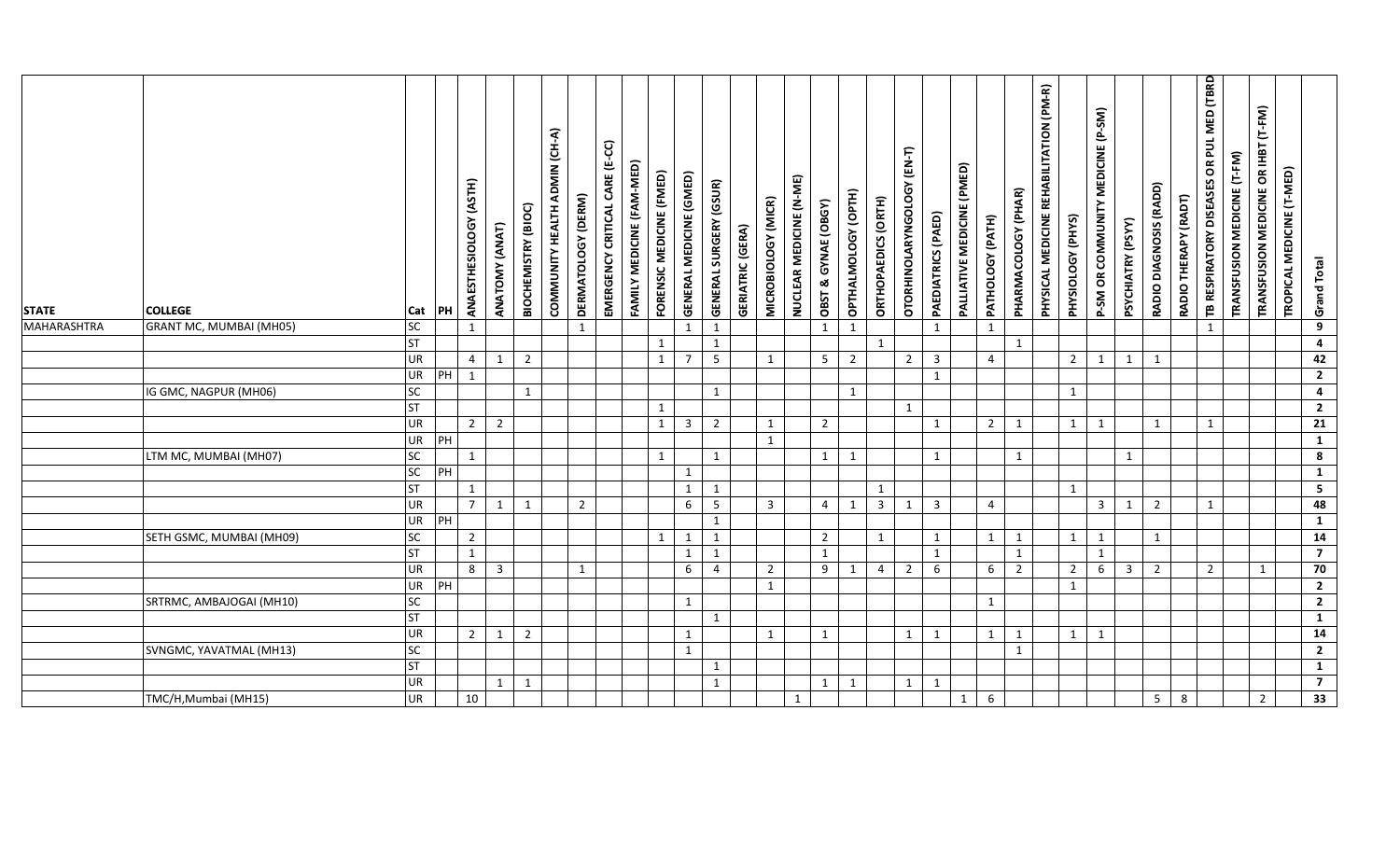| STATE | COLLEGE | Cat | PH | ANAESTHESIOLOGY (ASTH) | ANATOMY (ANAT) | BIOCHEMISTRY (BIOC) | COMMUNITY HEALTH ADMIN (CH-A) | DERMATOLOGY (DERM) | EMERGENCY CRITICAL CARE (E-CC) | FAMILY MEDICINE (FAM-MED) | FORENSIC MEDICINE (FMED) | GENERAL MEDICINE (GMED) | GENERAL SURGERY (GSUR) | GERIATRIC (GERA) | MICROBIOLOGY (MICR) | NUCLEAR MEDICINE (N-ME) | OBST & GYNAE (OBGY) | OPTHALMOLOGY (OPTH) | ORTHOPAEDICS (ORTH) | OTORHINOLARYNGOLOGY (EN-T) | PAEDIATRICS (PAED) | PALLIATIVE MEDICINE (PMED) | PATHOLOGY (PATH) | PHARMACOLOGY (PHAR) | PHYSICAL MEDICINE REHABILITATION (PM-R) | PHYSIOLOGY (PHYS) | P-SM OR COMMUNITY MEDICINE (P-SM) | PSYCHIATRY (PSYY) | RADIO DIAGNOSIS (RADD) | RADIO THERAPY (RADT) | TB RESPIRATORY DISEASES OR PUL MED (TBRD) | TRANSFUSION MEDICINE (T-FM) | TRANSFUSION MEDICINE OR IHBT (T-FM) | TROPICAL MEDICINE (T-MED) | Grand Total |
|---|---|---|---|---|---|---|---|---|---|---|---|---|---|---|---|---|---|---|---|---|---|---|---|---|---|---|---|---|---|---|---|---|---|---|---|
| MAHARASHTRA | GRANT MC, MUMBAI (MH05) | SC | | 1 | | | | 1 | | | | 1 | 1 | | | | 1 | 1 | | | 1 | | 1 | | | | | | | | 1 | | | | 9 |
| | | ST | | | | | | | | | 1 | | 1 | | | | | | 1 | | | | | 1 | | | | | | | | | | | 4 |
| | | UR | | 4 | 1 | 2 | | | | | 1 | 7 | 5 | | 1 | | 5 | 2 | | 2 | 3 | | 4 | | | 2 | 1 | 1 | 1 | | | | | | 42 |
| | | UR | PH | 1 | | | | | | | | | | | | | | | | | 1 | | | | | | | | | | | | | | 2 |
| | IG GMC, NAGPUR (MH06) | SC | | | | 1 | | | | | | | 1 | | | | | 1 | | | | | | | | 1 | | | | | | | | | 4 |
| | | ST | | | | | | | | | 1 | | | | | | | | | 1 | | | | | | | | | | | | | | | 2 |
| | | UR | | 2 | 2 | | | | | | 1 | 3 | 2 | | 1 | | 2 | | | | 1 | | 2 | 1 | | 1 | 1 | | 1 | | 1 | | | | 21 |
| | | UR | PH | | | | | | | | | | | | 1 | | | | | | | | | | | | | | | | | | | | 1 |
| | LTM MC, MUMBAI (MH07) | SC | | 1 | | | | | | | 1 | | 1 | | | | 1 | 1 | | | 1 | | | 1 | | | | 1 | | | | | | | 8 |
| | | SC | PH | | | | | | | | | 1 | | | | | | | | | | | | | | | | | | | | | | | 1 |
| | | ST | | 1 | | | | | | | | 1 | 1 | | | | | | 1 | | | | | | | 1 | | | | | | | | | 5 |
| | | UR | | 7 | 1 | 1 | | 2 | | | | 6 | 5 | | 3 | | 4 | 1 | 3 | 1 | 3 | | 4 | | | | 3 | 1 | 2 | | 1 | | | | 48 |
| | | UR | PH | | | | | | | | | | 1 | | | | | | | | | | | | | | | | | | | | | | 1 |
| | SETH GSMC, MUMBAI (MH09) | SC | | 2 | | | | | | | 1 | 1 | 1 | | | | 2 | | 1 | | 1 | | 1 | 1 | | 1 | 1 | | 1 | | | | | | 14 |
| | | ST | | 1 | | | | | | | | 1 | 1 | | | | 1 | | | | 1 | | | 1 | | | 1 | | | | | | | | 7 |
| | | UR | | 8 | 3 | | | 1 | | | | 6 | 4 | | 2 | | 9 | 1 | 4 | 2 | 6 | | 6 | 2 | | 2 | 6 | 3 | 2 | | 2 | | 1 | | 70 |
| | | UR | PH | | | | | | | | | | | | 1 | | | | | | | | | | | 1 | | | | | | | | | 2 |
| | SRTRMC, AMBAJOGAI (MH10) | SC | | | | | | | | | | 1 | | | | | | | | | | | 1 | | | | | | | | | | | | 2 |
| | | ST | | | | | | | | | | | 1 | | | | | | | | | | | | | | | | | | | | | | 1 |
| | | UR | | 2 | 1 | 2 | | | | | | 1 | | | 1 | | 1 | | | 1 | 1 | | 1 | 1 | | 1 | 1 | | | | | | | | 14 |
| | SVNGMC, YAVATMAL (MH13) | SC | | | | | | | | | | 1 | | | | | | | | | | | | 1 | | | | | | | | | | | 2 |
| | | ST | | | | | | | | | | | 1 | | | | | | | | | | | | | | | | | | | | | | 1 |
| | | UR | | | 1 | 1 | | | | | | | 1 | | | | 1 | 1 | | 1 | 1 | | | | | | | | | | | | | | 7 |
| | TMC/H,Mumbai (MH15) | UR | | 10 | | | | | | | | | | | | 1 | | | | | | 1 | 6 | | | | | | 5 | 8 | | | 2 | | 33 |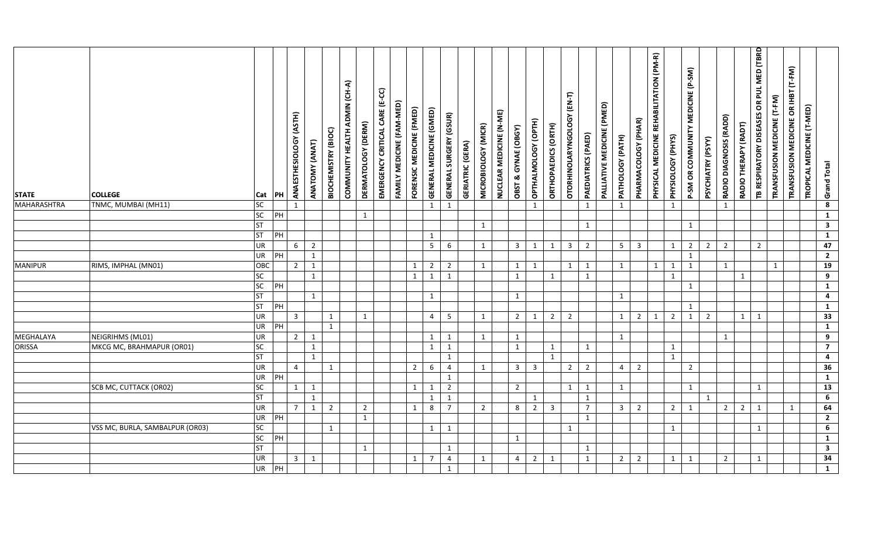| STATE | COLLEGE | Cat | PH | ANAESTHESIOLOGY (ASTH) | ANATOMY (ANAT) | BIOCHEMISTRY (BIOC) | COMMUNITY HEALTH ADMIN (CH-A) | DERMATOLOGY (DERM) | EMERGENCY CRITICAL CARE (E-CC) | FAMILY MEDICINE (FAM-MED) | FORENSIC MEDICINE (FMED) | GENERAL MEDICINE (GMED) | GENERAL SURGERY (GSUR) | GERIATRIC (GERA) | MICROBIOLOGY (MICR) | NUCLEAR MEDICINE (N-ME) | OBST & GYNAE (OBGY) | OPTHALMOLOGY (OPTH) | ORTHOPAEDICS (ORTH) | OTORHINOLARYNGOLOGY (EN-T) | PAEDIATRICS (PAED) | PALLIATIVE MEDICINE (PMED) | PATHOLOGY (PATH) | PHARMACOLOGY (PHAR) | PHYSICAL MEDICINE REHABILITATION (PM-R) | PHYSIOLOGY (PHYS) | P-SM OR COMMUNITY MEDICINE (P-SM) | PSYCHIATRY (PSYY) | RADIO DIAGNOSIS (RADD) | RADIO THERAPY (RADT) | TB RESPIRATORY DISEASES OR PUL MED (TBRD) | TRANSFUSION MEDICINE (T-FM) | TRANSFUSION MEDICINE OR IHBT (T-FM) | TROPICAL MEDICINE (T-MED) | Grand Total |
|---|---|---|---|---|---|---|---|---|---|---|---|---|---|---|---|---|---|---|---|---|---|---|---|---|---|---|---|---|---|---|---|---|---|---|---|
| MAHARASHTRA | TNMC, MUMBAI (MH11) | SC | | 1 | | | | | | | | 1 | 1 | | | | | 1 | | | 1 | | 1 | | | 1 | | | 1 | | | | | | 8 |
| | | SC | PH | | | | | 1 | | | | | | | | | | | | | | | | | | | | | | | | | | | 1 |
| | | ST | | | | | | | | | | | | | 1 | | | | | | 1 | | | | | | 1 | | | | | | | | 3 |
| | | ST | PH | | | | | | | | | 1 | | | | | | | | | | | | | | | | | | | | | | | 1 |
| | | UR | | 6 | 2 | | | | | | | 5 | 6 | | 1 | | 3 | 1 | 1 | 3 | 2 | | 5 | 3 | | 1 | 2 | 2 | 2 | | 2 | | | | 47 |
| | | UR | PH | | 1 | | | | | | | | | | | | | | | | | | | | | | 1 | | | | | | | | 2 |
| MANIPUR | RIMS, IMPHAL (MN01) | OBC | | 2 | 1 | | | | | | 1 | 2 | 2 | | 1 | | 1 | 1 | | 1 | 1 | | 1 | | 1 | 1 | 1 | | 1 | | | 1 | | | 19 |
| | | SC | | | 1 | | | | | | 1 | 1 | 1 | | | | 1 | | 1 | | 1 | | | | | 1 | | | | 1 | | | | | 9 |
| | | SC | PH | | | | | | | | | | | | | | | | | | | | | | | | 1 | | | | | | | | 1 |
| | | ST | | | 1 | | | | | | | 1 | | | | | 1 | | | | | | 1 | | | | | | | | | | | | 4 |
| | | ST | PH | | | | | | | | | | | | | | | | | | | | | | | | 1 | | | | | | | | 1 |
| | | UR | | 3 | | 1 | | 1 | | | | 4 | 5 | | 1 | | 2 | 1 | 2 | 2 | | | 1 | 2 | 1 | 2 | 1 | 2 | | 1 | 1 | | | | 33 |
| | | UR | PH | | | 1 | | | | | | | | | | | | | | | | | | | | | | | | | | | | | 1 |
| MEGHALAYA | NEIGRIHMS (ML01) | UR | | 2 | 1 | | | | | | | 1 | 1 | | 1 | | 1 | | | | | | 1 | | | | | | 1 | | | | | | 9 |
| ORISSA | MKCG MC, BRAHMAPUR (OR01) | SC | | | 1 | | | | | | | 1 | 1 | | | | 1 | | 1 | | 1 | | | | | 1 | | | | | | | | | 7 |
| | | ST | | | 1 | | | | | | | | 1 | | | | | | 1 | | | | | | | 1 | | | | | | | | | 4 |
| | | UR | | 4 | | 1 | | | | | 2 | 6 | 4 | | 1 | | 3 | 3 | | 2 | 2 | | 4 | 2 | | | 2 | | | | | | | | 36 |
| | | UR | PH | | | | | | | | | | 1 | | | | | | | | | | | | | | | | | | | | | | 1 |
| | SCB MC, CUTTACK (OR02) | SC | | 1 | 1 | | | | | | 1 | 1 | 2 | | | | 2 | | | 1 | 1 | | 1 | | | | 1 | | | | 1 | | | | 13 |
| | | ST | | | 1 | | | | | | | 1 | 1 | | | | | 1 | | | 1 | | | | | | | 1 | | | | | | | 6 |
| | | UR | | 7 | 1 | 2 | | 2 | | | 1 | 8 | 7 | | 2 | | 8 | 2 | 3 | | 7 | | 3 | 2 | | 2 | 1 | | 2 | 2 | 1 | | 1 | | 64 |
| | | UR | PH | | | | | 1 | | | | | | | | | | | | | 1 | | | | | | | | | | | | | | 2 |
| | VSS MC, BURLA, SAMBALPUR (OR03) | SC | | | | 1 | | | | | | 1 | 1 | | | | | | | 1 | | | | | | 1 | | | | | 1 | | | | 6 |
| | | SC | PH | | | | | | | | | | | | | | 1 | | | | | | | | | | | | | | | | | | 1 |
| | | ST | | | | | | 1 | | | | | 1 | | | | | | | | 1 | | | | | | | | | | | | | | 3 |
| | | UR | | 3 | 1 | | | | | | 1 | 7 | 4 | | 1 | | 4 | 2 | 1 | | 1 | | 2 | 2 | | 1 | 1 | | 2 | | 1 | | | | 34 |
| | | UR | PH | | | | | | | | | | 1 | | | | | | | | | | | | | | | | | | | | | | 1 |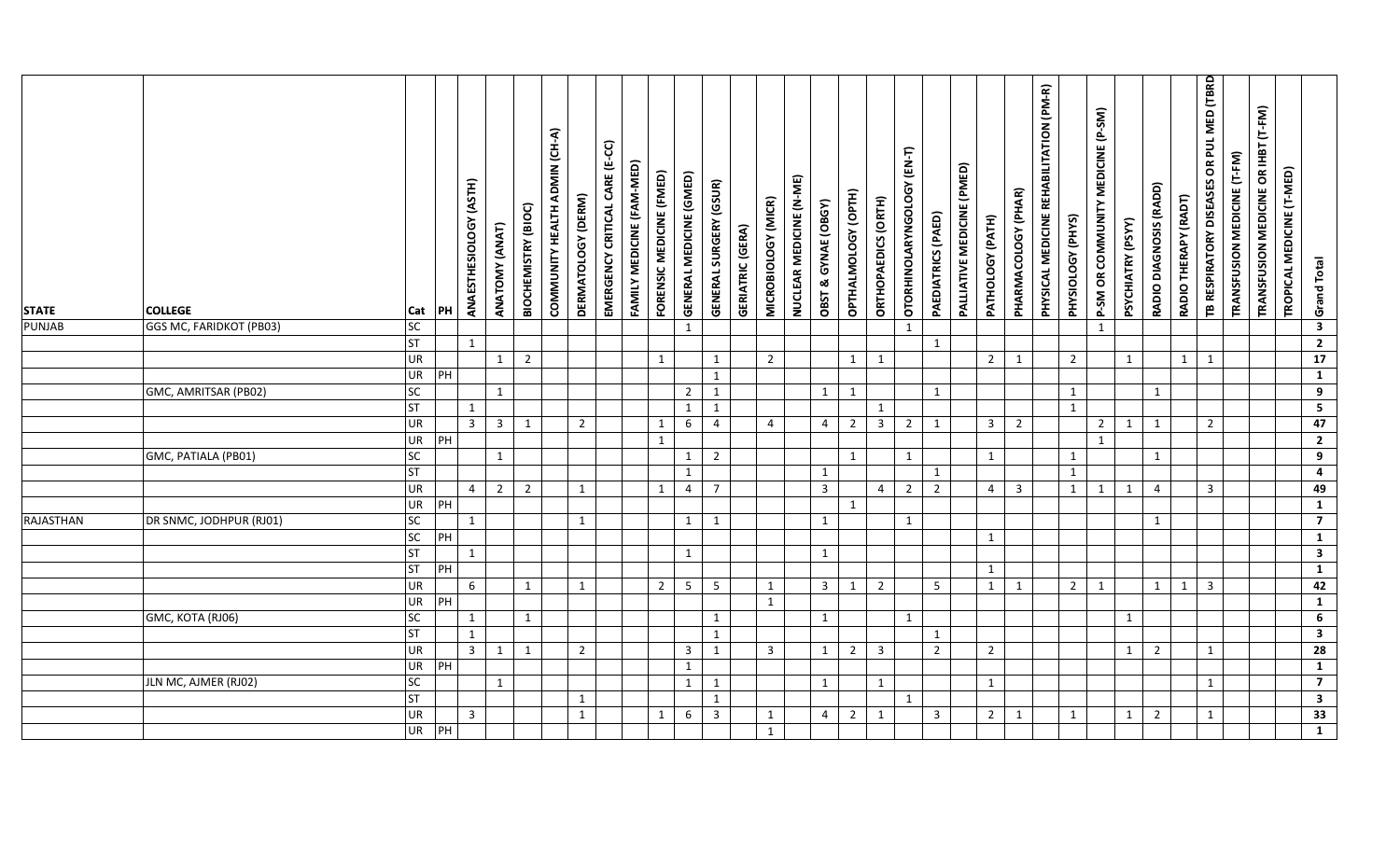| STATE | COLLEGE | Cat | PH | ANAESTHESIOLOGY (ASTH) | ANATOMY (ANAT) | BIOCHEMISTRY (BIOC) | COMMUNITY HEALTH ADMIN (CH-A) | DERMATOLOGY (DERM) | EMERGENCY CRITICAL CARE (E-CC) | FAMILY MEDICINE (FAM-MED) | FORENSIC MEDICINE (FMED) | GENERAL MEDICINE (GMED) | GENERAL SURGERY (GSUR) | GERIATRIC (GERA) | MICROBIOLOGY (MICR) | NUCLEAR MEDICINE (N-ME) | OBST & GYNAE (OBGY) | OPTHALMOLOGY (OPTH) | ORTHOPAEDICS (ORTH) | OTORHINOLARYNGOLOGY (EN-T) | PAEDIATRICS (PAED) | PALLIATIVE MEDICINE (PMED) | PATHOLOGY (PATH) | PHARMACOLOGY (PHAR) | PHYSICAL MEDICINE REHABILITATION (PM-R) | PHYSIOLOGY (PHYS) | P-SM OR COMMUNITY MEDICINE (P-SM) | PSYCHIATRY (PSYY) | RADIO DIAGNOSIS (RADD) | RADIO THERAPY (RADT) | TB RESPIRATORY DISEASES OR PUL MED (TBRD) | TRANSFUSION MEDICINE (T-FM) | TRANSFUSION MEDICINE OR IHBT (T-FM) | TROPICAL MEDICINE (T-MED) | Grand Total |
|---|---|---|---|---|---|---|---|---|---|---|---|---|---|---|---|---|---|---|---|---|---|---|---|---|---|---|---|---|---|---|---|---|---|---|---|
| PUNJAB | GGS MC, FARIDKOT (PB03) | SC | | | | | | | | | | 1 | | | | | | | | 1 | | | | | | | 1 | | | | | | | | **3** |
| | | ST | | 1 | | | | | | | | | | | | | | | | | 1 | | | | | | | | | | | | | | **2** |
| | | UR | | | 1 | 2 | | | | | 1 | | 1 | | 2 | | | 1 | 1 | | | | 2 | 1 | | 2 | | 1 | | 1 | 1 | | | | **17** |
| | | UR | PH | | | | | | | | | | 1 | | | | | | | | | | | | | | | | | | | | | | **1** |
| | GMC, AMRITSAR (PB02) | SC | | | 1 | | | | | | | 2 | 1 | | | | 1 | 1 | | | 1 | | | | | 1 | | | 1 | | | | | | **9** |
| | | ST | | 1 | | | | | | | | 1 | 1 | | | | | | 1 | | | | | | | 1 | | | | | | | | | **5** |
| | | UR | | 3 | 3 | 1 | | 2 | | | 1 | 6 | 4 | | 4 | | 4 | 2 | 3 | 2 | 1 | | 3 | 2 | | | 2 | 1 | 1 | | 2 | | | | **47** |
| | | UR | PH | | | | | | | | 1 | | | | | | | | | | | | | | | | 1 | | | | | | | | **2** |
| | GMC, PATIALA (PB01) | SC | | | 1 | | | | | | | 1 | 2 | | | | | 1 | | 1 | | | 1 | | | 1 | | | 1 | | | | | | **9** |
| | | ST | | | | | | | | | | 1 | | | | | 1 | | | | 1 | | | | | 1 | | | | | | | | | **4** |
| | | UR | | 4 | 2 | 2 | | 1 | | | 1 | 4 | 7 | | | | 3 | | 4 | 2 | 2 | | 4 | 3 | | 1 | 1 | 1 | 4 | | 3 | | | | **49** |
| | | UR | PH | | | | | | | | | | | | | | | 1 | | | | | | | | | | | | | | | | | **1** |
| RAJASTHAN | DR SNMC, JODHPUR (RJ01) | SC | | 1 | | | | 1 | | | | 1 | 1 | | | | 1 | | | 1 | | | | | | | | | 1 | | | | | | **7** |
| | | SC | PH | | | | | | | | | | | | | | | | | | | | 1 | | | | | | | | | | | | **1** |
| | | ST | | 1 | | | | | | | | 1 | | | | | 1 | | | | | | | | | | | | | | | | | | **3** |
| | | ST | PH | | | | | | | | | | | | | | | | | | | | 1 | | | | | | | | | | | | **1** |
| | | UR | | 6 | | 1 | | 1 | | | 2 | 5 | 5 | | 1 | | 3 | 1 | 2 | | 5 | | 1 | 1 | | 2 | 1 | | 1 | 1 | 3 | | | | **42** |
| | | UR | PH | | | | | | | | | | | | 1 | | | | | | | | | | | | | | | | | | | | **1** |
| | GMC, KOTA (RJ06) | SC | | 1 | | 1 | | | | | | | 1 | | | | 1 | | | 1 | | | | | | | | 1 | | | | | | | **6** |
| | | ST | | 1 | | | | | | | | | 1 | | | | | | | | 1 | | | | | | | | | | | | | | **3** |
| | | UR | | 3 | 1 | 1 | | 2 | | | | 3 | 1 | | 3 | | 1 | 2 | 3 | | 2 | | 2 | | | | | 1 | 2 | | 1 | | | | **28** |
| | | UR | PH | | | | | | | | | 1 | | | | | | | | | | | | | | | | | | | | | | | **1** |
| | JLN MC, AJMER (RJ02) | SC | | | | 1 | | | | | | 1 | 1 | | | | 1 | | 1 | | | | 1 | | | | | | | | 1 | | | | **7** |
| | | ST | | | | | | 1 | | | | | 1 | | | | | | | 1 | | | | | | | | | | | | | | | **3** |
| | | UR | | 3 | | | | 1 | | | 1 | 6 | 3 | | 1 | | 4 | 2 | 1 | | 3 | | 2 | 1 | | 1 | | 1 | 2 | | 1 | | | | **33** |
| | | UR | PH | | | | | | | | | | | | 1 | | | | | | | | | | | | | | | | | | | | **1** |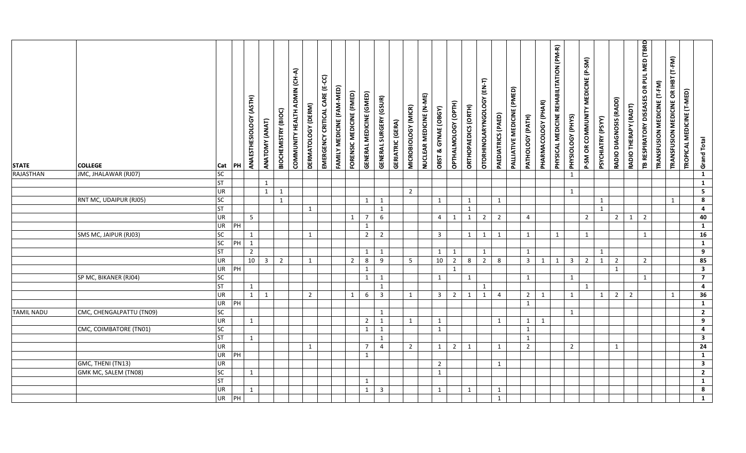| STATE | COLLEGE | Cat | PH | ANAESTHESIOLOGY (ASTH) | ANATOMY (ANAT) | BIOCHEMISTRY (BIOC) | COMMUNITY HEALTH ADMIN (CH-A) | DERMATOLOGY (DERM) | EMERGENCY CRITICAL CARE (E-CC) | FAMILY MEDICINE (FAM-MED) | FORENSIC MEDICINE (FMED) | GENERAL MEDICINE (GMED) | GENERAL SURGERY (GSUR) | GERIATRIC (GERA) | MICROBIOLOGY (MICR) | NUCLEAR MEDICINE (N-ME) | OBST & GYNAE (OBGY) | OPTHALMOLOGY (OPTH) | ORTHOPAEDICS (ORTH) | OTORHINOLARYNGOLOGY (EN-T) | PAEDIATRICS (PAED) | PALLIATIVE MEDICINE (PMED) | PATHOLOGY (PATH) | PHARMACOLOGY (PHAR) | PHYSICAL MEDICINE REHABILITATION (PM-R) | PHYSIOLOGY (PHYS) | P-SM OR COMMUNITY MEDICINE (P-SM) | PSYCHIATRY (PSYY) | RADIO DIAGNOSIS (RADD) | RADIO THERAPY (RADT) | TB RESPIRATORY DISEASES OR PUL MED (TBRD) | TRANSFUSION MEDICINE (T-FM) | TRANSFUSION MEDICINE OR IHBT (T-FM) | TROPICAL MEDICINE (T-MED) | Grand Total |
|---|---|---|---|---|---|---|---|---|---|---|---|---|---|---|---|---|---|---|---|---|---|---|---|---|---|---|---|---|---|---|---|---|---|---|---|
| RAJASTHAN | JMC, JHALAWAR (RJ07) | SC | | | | | | | | | | | | | | | | | | | | | | | | 1 | | | | | | | | | 1 |
| | | ST | | | 1 | | | | | | | | | | | | | | | | | | | | | | | | | | | | | | 1 |
| | | UR | | | 1 | 1 | | | | | | | | | 2 | | | | | | | | | | | 1 | | | | | | | | | 5 |
| | RNT MC, UDAIPUR (RJ05) | SC | | | | 1 | | | | | | 1 | 1 | | | | 1 | | 1 | | 1 | | | | | | | 1 | | | | | 1 | | 8 |
| | | ST | | | | | | 1 | | | | | 1 | | | | | | 1 | | | | | | | | | 1 | | | | | | | 4 |
| | | UR | | 5 | | | | | | | 1 | 7 | 6 | | | | 4 | 1 | 1 | 2 | 2 | | 4 | | | | 2 | | 2 | 1 | 2 | | | | 40 |
| | | UR | PH | | | | | | | | | 1 | | | | | | | | | | | | | | | | | | | | | | | 1 |
| | SMS MC, JAIPUR (RJ03) | SC | | 1 | | | | 1 | | | | 2 | 2 | | | | 3 | | 1 | 1 | 1 | | 1 | | 1 | | 1 | | | | 1 | | | | 16 |
| | | SC | PH | 1 | | | | | | | | | | | | | | | | | | | | | | | | | | | | | | | 1 |
| | | ST | | 2 | | | | | | | | 1 | 1 | | | | 1 | 1 | | 1 | | | 1 | | | | | 1 | | | | | | | 9 |
| | | UR | | 10 | 3 | 2 | | 1 | | | 2 | 8 | 9 | | 5 | | 10 | 2 | 8 | 2 | 8 | | 3 | 1 | 1 | 3 | 2 | 1 | 2 | | 2 | | | | 85 |
| | | UR | PH | | | | | | | | | 1 | | | | | | 1 | | | | | | | | | | | 1 | | | | | | 3 |
| | SP MC, BIKANER (RJ04) | SC | | | | | | | | | | 1 | 1 | | | | 1 | | 1 | | | | 1 | | | 1 | | | | | 1 | | | | 7 |
| | | ST | | 1 | | | | | | | | | 1 | | | | | | | 1 | | | | | | | 1 | | | | | | | | 4 |
| | | UR | | 1 | 1 | | | 2 | | | 1 | 6 | 3 | | 1 | | 3 | 2 | 1 | 1 | 4 | | 2 | 1 | | 1 | | 1 | 2 | 2 | | | 1 | | 36 |
| | | UR | PH | | | | | | | | | | | | | | | | | | | | 1 | | | | | | | | | | | | 1 |
| TAMIL NADU | CMC, CHENGALPATTU (TN09) | SC | | | | | | | | | | | 1 | | | | | | | | | | | | | 1 | | | | | | | | | 2 |
| | | UR | | 1 | | | | | | | | 2 | 1 | | 1 | | 1 | | | | 1 | | 1 | 1 | | | | | | | | | | | 9 |
| | CMC, COIMBATORE (TN01) | SC | | | | | | | | | | 1 | 1 | | | | 1 | | | | | | 1 | | | | | | | | | | | | 4 |
| | | ST | | 1 | | | | | | | | | 1 | | | | | | | | | | 1 | | | | | | | | | | | | 3 |
| | | UR | | | | | | 1 | | | | 7 | 4 | | 2 | | 1 | 2 | 1 | | 1 | | 2 | | | 2 | | | 1 | | | | | | 24 |
| | | UR | PH | | | | | | | | | 1 | | | | | | | | | | | | | | | | | | | | | | | 1 |
| | GMC, THENI (TN13) | UR | | | | | | | | | | | | | | | 2 | | | | 1 | | | | | | | | | | | | | | 3 |
| | GMK MC, SALEM (TN08) | SC | | 1 | | | | | | | | | | | | | 1 | | | | | | | | | | | | | | | | | | 2 |
| | | ST | | | | | | | | | | 1 | | | | | | | | | | | | | | | | | | | | | | | 1 |
| | | UR | | 1 | | | | | | | | 1 | 3 | | | | 1 | | 1 | | 1 | | | | | | | | | | | | | | 8 |
| | | UR | PH | | | | | | | | | | | | | | | | | | 1 | | | | | | | | | | | | | | 1 |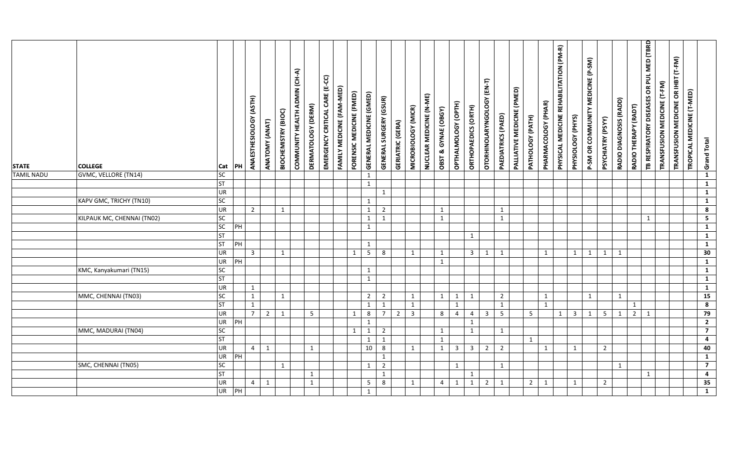| STATE | COLLEGE | Cat | PH | ANAESTHESIOLOGY (ASTH) | ANATOMY (ANAT) | BIOCHEMISTRY (BIOC) | COMMUNITY HEALTH ADMIN (CH-A) | DERMATOLOGY (DERM) | EMERGENCY CRITICAL CARE (E-CC) | FAMILY MEDICINE (FAM-MED) | FORENSIC MEDICINE (FMED) | GENERAL MEDICINE (GMED) | GENERAL SURGERY (GSUR) | GERIATRIC (GERA) | MICROBIOLOGY (MICR) | NUCLEAR MEDICINE (N-ME) | OBST & GYNAE (OBGY) | OPTHALMOLOGY (OPTH) | ORTHOPAEDICS (ORTH) | OTORHINOLARYNGOLOGY (EN-T) | PAEDIATRICS (PAED) | PALLIATIVE MEDICINE (PMED) | PATHOLOGY (PATH) | PHARMACOLOGY (PHAR) | PHYSICAL MEDICINE REHABILITATION (PM-R) | PHYSIOLOGY (PHYS) | P-SM OR COMMUNITY MEDICINE (P-SM) | PSYCHIATRY (PSYY) | RADIO DIAGNOSIS (RADD) | RADIO THERAPY (RADT) | TB RESPIRATORY DISEASES OR PUL MED (TBRD) | TRANSFUSION MEDICINE (T-FM) | TRANSFUSION MEDICINE OR IHBT (T-FM) | TROPICAL MEDICINE (T-MED) | Grand Total |
|---|---|---|---|---|---|---|---|---|---|---|---|---|---|---|---|---|---|---|---|---|---|---|---|---|---|---|---|---|---|---|---|---|---|---|---|
| TAMIL NADU | GVMC, VELLORE (TN14) | SC | | | | | | | | | | 1 | | | | | | | | | | | | | | | | | | | | | | | **1** |
| | | ST | | | | | | | | | | 1 | | | | | | | | | | | | | | | | | | | | | | | **1** |
| | | UR | | | | | | | | | | | 1 | | | | | | | | | | | | | | | | | | | | | | **1** |
| | KAPV GMC, TRICHY (TN10) | SC | | | | | | | | | | 1 | | | | | | | | | | | | | | | | | | | | | | | **1** |
| | | UR | | 2 | | 1 | | | | | | 1 | 2 | | | | 1 | | | | 1 | | | | | | | | | | | | | | **8** |
| | KILPAUK MC, CHENNAI (TN02) | SC | | | | | | | | | | 1 | 1 | | | | 1 | | | | 1 | | | | | | | | | | 1 | | | | **5** |
| | | SC | PH | | | | | | | | | 1 | | | | | | | | | | | | | | | | | | | | | | | **1** |
| | | ST | | | | | | | | | | | | | | | | | 1 | | | | | | | | | | | | | | | | **1** |
| | | ST | PH | | | | | | | | | 1 | | | | | | | | | | | | | | | | | | | | | | | **1** |
| | | UR | | 3 | | 1 | | | | | 1 | 5 | 8 | | 1 | | 1 | | 3 | 1 | 1 | | | 1 | | 1 | 1 | 1 | 1 | | | | | | **30** |
| | | UR | PH | | | | | | | | | | | | | | 1 | | | | | | | | | | | | | | | | | | **1** |
| | KMC, Kanyakumari (TN15) | SC | | | | | | | | | | 1 | | | | | | | | | | | | | | | | | | | | | | | **1** |
| | | ST | | | | | | | | | | 1 | | | | | | | | | | | | | | | | | | | | | | | **1** |
| | | UR | | 1 | | | | | | | | | | | | | | | | | | | | | | | | | | | | | | | **1** |
| | MMC, CHENNAI (TN03) | SC | | 1 | | 1 | | | | | | 2 | 2 | | 1 | | 1 | 1 | 1 | | 2 | | | 1 | | | 1 | | 1 | | | | | | **15** |
| | | ST | | 1 | | | | | | | | 1 | 1 | | 1 | | | 1 | | | 1 | | | 1 | | | | | | 1 | | | | | **8** |
| | | UR | | 7 | 2 | 1 | | 5 | | | 1 | 8 | 7 | 2 | 3 | | 8 | 4 | 4 | 3 | 5 | | 5 | | 1 | 3 | 1 | 5 | 1 | 2 | 1 | | | | **79** |
| | | UR | PH | | | | | | | | | 1 | | | | | | | 1 | | | | | | | | | | | | | | | | **2** |
| | MMC, MADURAI (TN04) | SC | | | | | | | | | 1 | 1 | 2 | | | | 1 | | 1 | | 1 | | | | | | | | | | | | | | **7** |
| | | ST | | | | | | | | | | 1 | 1 | | | | 1 | | | | | | 1 | | | | | | | | | | | | **4** |
| | | UR | | 4 | 1 | | | 1 | | | | 10 | 8 | | 1 | | 1 | 3 | 3 | 2 | 2 | | | 1 | | 1 | | 2 | | | | | | | **40** |
| | | UR | PH | | | | | | | | | | 1 | | | | | | | | | | | | | | | | | | | | | | **1** |
| | SMC, CHENNAI (TN05) | SC | | | | 1 | | | | | | 1 | 2 | | | | | 1 | | | 1 | | | | | | | | 1 | | | | | | **7** |
| | | ST | | | | | | 1 | | | | | 1 | | | | | | 1 | | | | | | | | | | | | 1 | | | | **4** |
| | | UR | | 4 | 1 | | | 1 | | | | 5 | 8 | | 1 | | 4 | 1 | 1 | 2 | 1 | | 2 | 1 | | 1 | | 2 | | | | | | | **35** |
| | | UR | PH | | | | | | | | | 1 | | | | | | | | | | | | | | | | | | | | | | | **1** |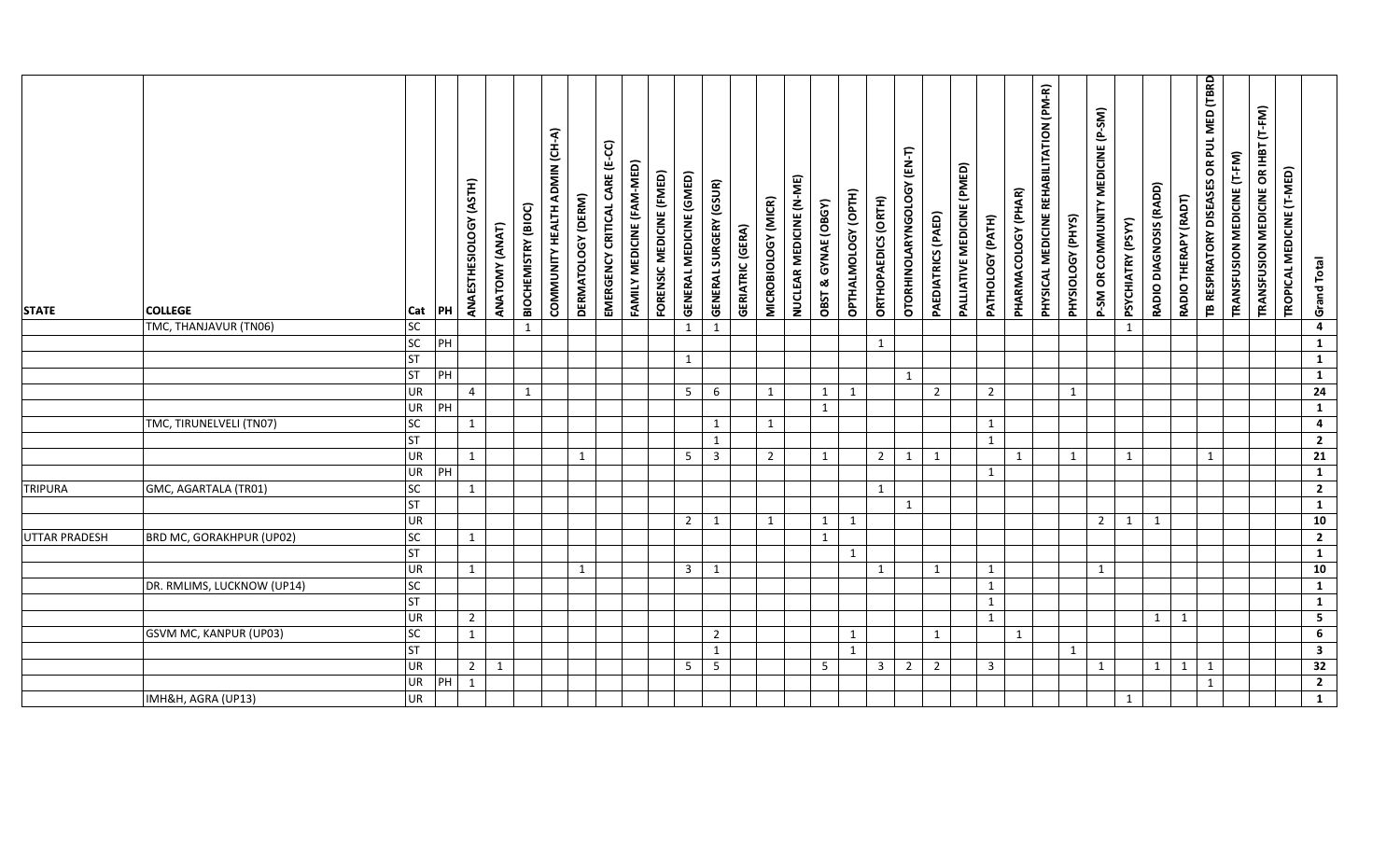| STATE | COLLEGE | Cat | PH | ANAESTHESIOLOGY (ASTH) | ANATOMY (ANAT) | BIOCHEMISTRY (BIOC) | COMMUNITY HEALTH ADMIN (CH-A) | DERMATOLOGY (DERM) | EMERGENCY CRITICAL CARE (E-CC) | FAMILY MEDICINE (FAM-MED) | FORENSIC MEDICINE (FMED) | GENERAL MEDICINE (GMED) | GENERAL SURGERY (GSUR) | GERIATRIC (GERA) | MICROBIOLOGY (MICR) | NUCLEAR MEDICINE (N-ME) | OBST & GYNAE (OBGY) | OPTHALMOLOGY (OPTH) | ORTHOPAEDICS (ORTH) | OTORHINOLARYNGOLOGY (EN-T) | PAEDIATRICS (PAED) | PALLIATIVE MEDICINE (PMED) | PATHOLOGY (PATH) | PHARMACOLOGY (PHAR) | PHYSICAL MEDICINE REHABILITATION (PM-R) | PHYSIOLOGY (PHYS) | P-SM OR COMMUNITY MEDICINE (P-SM) | PSYCHIATRY (PSYY) | RADIO DIAGNOSIS (RADD) | RADIO THERAPY (RADT) | TB RESPIRATORY DISEASES OR PUL MED (TBRD) | TRANSFUSION MEDICINE (T-FM) | TRANSFUSION MEDICINE OR IHBT (T-FM) | TROPICAL MEDICINE (T-MED) | Grand Total |
|---|---|---|---|---|---|---|---|---|---|---|---|---|---|---|---|---|---|---|---|---|---|---|---|---|---|---|---|---|---|---|---|---|---|---|---|
| | TMC, THANJAVUR (TN06) | SC | | | | 1 | | | | | | 1 | 1 | | | | | | | | | | | | | | | 1 | | | | | | | 4 |
| | | SC | PH | | | | | | | | | | | | | | | | 1 | | | | | | | | | | | | | | | | 1 |
| | | ST | | | | | | | | | | 1 | | | | | | | | | | | | | | | | | | | | | | | 1 |
| | | ST | PH | | | | | | | | | | | | | | | | | 1 | | | | | | | | | | | | | | | 1 |
| | | UR | | 4 | | 1 | | | | | | 5 | 6 | | 1 | | 1 | 1 | | | 2 | | 2 | | | 1 | | | | | | | | | 24 |
| | | UR | PH | | | | | | | | | | | | | | 1 | | | | | | | | | | | | | | | | | | 1 |
| | TMC, TIRUNELVELI (TN07) | SC | | 1 | | | | | | | | | 1 | | 1 | | | | | | | | 1 | | | | | | | | | | | | 4 |
| | | ST | | | | | | | | | | | 1 | | | | | | | | | | 1 | | | | | | | | | | | | 2 |
| | | UR | | 1 | | | | 1 | | | | 5 | 3 | | 2 | | 1 | | 2 | 1 | 1 | | | 1 | | 1 | | 1 | | | 1 | | | | 21 |
| | | UR | PH | | | | | | | | | | | | | | | | | | | | 1 | | | | | | | | | | | | 1 |
| TRIPURA | GMC, AGARTALA (TR01) | SC | | 1 | | | | | | | | | | | | | | | 1 | | | | | | | | | | | | | | | | 2 |
| | | ST | | | | | | | | | | | | | | | | | | 1 | | | | | | | | | | | | | | | 1 |
| | | UR | | | | | | | | | | 2 | 1 | | 1 | | 1 | 1 | | | | | | | | | 2 | 1 | 1 | | | | | | 10 |
| UTTAR PRADESH | BRD MC, GORAKHPUR (UP02) | SC | | 1 | | | | | | | | | | | | | 1 | | | | | | | | | | | | | | | | | | 2 |
| | | ST | | | | | | | | | | | | | | | | 1 | | | | | | | | | | | | | | | | | 1 |
| | | UR | | 1 | | | | 1 | | | | 3 | 1 | | | | | | 1 | | 1 | | 1 | | | | 1 | | | | | | | | 10 |
| | DR. RMLIMS, LUCKNOW (UP14) | SC | | | | | | | | | | | | | | | | | | | | | 1 | | | | | | | | | | | | 1 |
| | | ST | | | | | | | | | | | | | | | | | | | | | 1 | | | | | | | | | | | | 1 |
| | | UR | | 2 | | | | | | | | | | | | | | | | | | | 1 | | | | | | 1 | 1 | | | | | 5 |
| | GSVM MC, KANPUR (UP03) | SC | | 1 | | | | | | | | | 2 | | | | | 1 | | | 1 | | | 1 | | | | | | | | | | | 6 |
| | | ST | | | | | | | | | | | 1 | | | | | 1 | | | | | | | | 1 | | | | | | | | | 3 |
| | | UR | | 2 | 1 | | | | | | | 5 | 5 | | | | 5 | | 3 | 2 | 2 | | 3 | | | | 1 | | 1 | 1 | 1 | | | | 32 |
| | | UR | PH | 1 | | | | | | | | | | | | | | | | | | | | | | | | | | | 1 | | | | 2 |
| | IMH&H, AGRA (UP13) | UR | | | | | | | | | | | | | | | | | | | | | | | | | | 1 | | | | | | | 1 |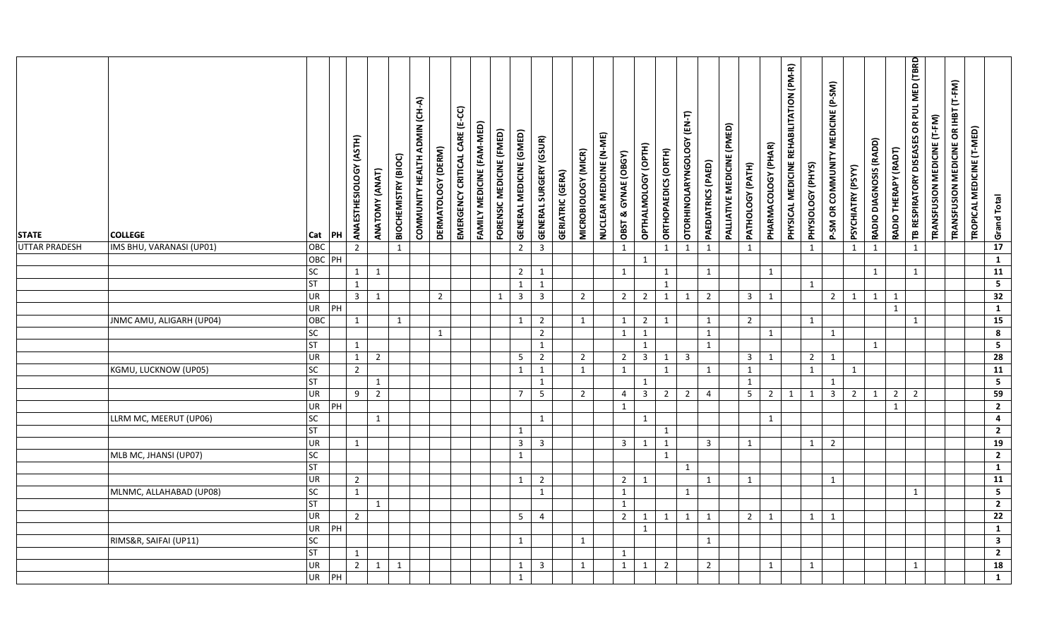| STATE | COLLEGE | Cat | PH | ANAESTHESIOLOGY (ASTH) | ANATOMY (ANAT) | BIOCHEMISTRY (BIOC) | COMMUNITY HEALTH ADMIN (CH-A) | DERMATOLOGY (DERM) | EMERGENCY CRITICAL CARE (E-CC) | FAMILY MEDICINE (FAM-MED) | FORENSIC MEDICINE (FMED) | GENERAL MEDICINE (GMED) | GENERAL SURGERY (GSUR) | GERIATRIC (GERA) | MICROBIOLOGY (MICR) | NUCLEAR MEDICINE (N-ME) | OBST & GYNAE (OBGY) | OPTHALMOLOGY (OPTH) | ORTHOPAEDICS (ORTH) | OTORHINOLARYNGOLOGY (EN-T) | PAEDIATRICS (PAED) | PALLIATIVE MEDICINE (PMED) | PATHOLOGY (PATH) | PHARMACOLOGY (PHAR) | PHYSICAL MEDICINE REHABILITATION (PM-R) | PHYSIOLOGY (PHYS) | P-SM OR COMMUNITY MEDICINE (P-SM) | PSYCHIATRY (PSYY) | RADIO DIAGNOSIS (RADD) | RADIO THERAPY (RADT) | TB RESPIRATORY DISEASES OR PUL MED (TBRD) | TRANSFUSION MEDICINE (T-FM) | TRANSFUSION MEDICINE OR IHBT (T-FM) | TROPICAL MEDICINE (T-MED) | Grand Total |
|---|---|---|---|---|---|---|---|---|---|---|---|---|---|---|---|---|---|---|---|---|---|---|---|---|---|---|---|---|---|---|---|---|---|---|---|
| UTTAR PRADESH | IMS BHU, VARANASI (UP01) | OBC | | 2 | | 1 | | | | | | 2 | 3 | | | | 1 | | 1 | 1 | 1 | | 1 | | | 1 | | 1 | 1 | | 1 | | | | 17 |
| | | OBC | PH | | | | | | | | | | | | | | | 1 | | | | | | | | | | | | | | | | | 1 |
| | | SC | | 1 | 1 | | | | | | | 2 | 1 | | | | 1 | | 1 | | 1 | | | 1 | | | | | 1 | | 1 | | | | 11 |
| | | ST | | 1 | | | | | | | | 1 | 1 | | | | | | 1 | | | | | | | 1 | | | | | | | | | 5 |
| | | UR | | 3 | 1 | | | 2 | | | 1 | 3 | 3 | | 2 | | 2 | 2 | 1 | 1 | 2 | | 3 | 1 | | | 2 | 1 | 1 | 1 | | | | | 32 |
| | | UR | PH | | | | | | | | | | | | | | | | | | | | | | | | | | | 1 | | | | | 1 |
| | JNMC AMU, ALIGARH (UP04) | OBC | | 1 | | 1 | | | | | | 1 | 2 | | 1 | | 1 | 2 | 1 | | 1 | | 2 | | | 1 | | | | | 1 | | | | 15 |
| | | SC | | | | | | 1 | | | | | 2 | | | | 1 | 1 | | | 1 | | | 1 | | | 1 | | | | | | | | 8 |
| | | ST | | 1 | | | | | | | | | 1 | | | | | 1 | | | 1 | | | | | | | | 1 | | | | | | 5 |
| | | UR | | 1 | 2 | | | | | | | 5 | 2 | | 2 | | 2 | 3 | 1 | 3 | | | 3 | 1 | | 2 | 1 | | | | | | | | 28 |
| | KGMU, LUCKNOW (UP05) | SC | | 2 | | | | | | | | 1 | 1 | | 1 | | 1 | | 1 | | 1 | | 1 | | | 1 | | 1 | | | | | | | 11 |
| | | ST | | | 1 | | | | | | | | 1 | | | | | 1 | | | | | 1 | | | | 1 | | | | | | | | 5 |
| | | UR | | 9 | 2 | | | | | | | 7 | 5 | | 2 | | 4 | 3 | 2 | 2 | 4 | | 5 | 2 | 1 | 1 | 3 | 2 | 1 | 2 | 2 | | | | 59 |
| | | UR | PH | | | | | | | | | | | | | | 1 | | | | | | | | | | | | | 1 | | | | | 2 |
| | LLRM MC, MEERUT (UP06) | SC | | | 1 | | | | | | | | 1 | | | | | 1 | | | | | | 1 | | | | | | | | | | | 4 |
| | | ST | | | | | | | | | | 1 | | | | | | | 1 | | | | | | | | | | | | | | | | 2 |
| | | UR | | 1 | | | | | | | | 3 | 3 | | | | 3 | 1 | 1 | | 3 | | 1 | | | 1 | 2 | | | | | | | | 19 |
| | MLB MC, JHANSI (UP07) | SC | | | | | | | | | | 1 | | | | | | | 1 | | | | | | | | | | | | | | | | 2 |
| | | ST | | | | | | | | | | | | | | | | | | 1 | | | | | | | | | | | | | | | 1 |
| | | UR | | 2 | | | | | | | | 1 | 2 | | | | 2 | 1 | | | 1 | | 1 | | | | 1 | | | | | | | | 11 |
| | MLNMC, ALLAHABAD (UP08) | SC | | 1 | | | | | | | | | 1 | | | | 1 | | | 1 | | | | | | | | | | | 1 | | | | 5 |
| | | ST | | | 1 | | | | | | | | | | | | 1 | | | | | | | | | | | | | | | | | | 2 |
| | | UR | | 2 | | | | | | | | 5 | 4 | | | | 2 | 1 | 1 | 1 | 1 | | 2 | 1 | | 1 | 1 | | | | | | | | 22 |
| | | UR | PH | | | | | | | | | | | | | | | 1 | | | | | | | | | | | | | | | | | 1 |
| | RIMS&R, SAIFAI (UP11) | SC | | | | | | | | | | 1 | | | 1 | | | | | | 1 | | | | | | | | | | | | | | 3 |
| | | ST | | 1 | | | | | | | | | | | | | 1 | | | | | | | | | | | | | | | | | | 2 |
| | | UR | | 2 | 1 | 1 | | | | | | 1 | 3 | | 1 | | 1 | 1 | 2 | | 2 | | | 1 | | 1 | | | | | 1 | | | | 18 |
| | | UR | PH | | | | | | | | | 1 | | | | | | | | | | | | | | | | | | | | | | | 1 |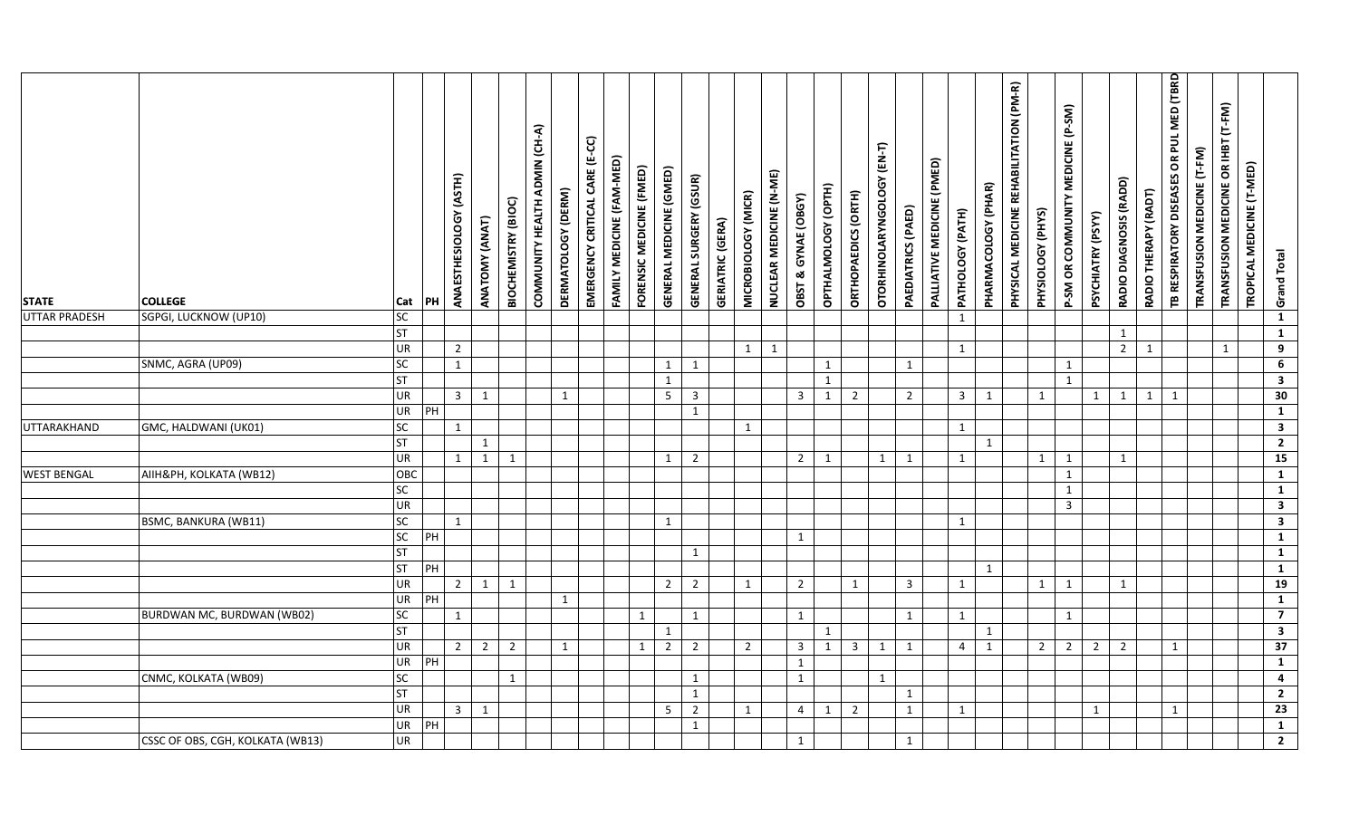| STATE | COLLEGE | Cat | PH | ANAESTHESIOLOGY (ASTH) | ANATOMY (ANAT) | BIOCHEMISTRY (BIOC) | COMMUNITY HEALTH ADMIN (CH-A) | DERMATOLOGY (DERM) | EMERGENCY CRITICAL CARE (E-CC) | FAMILY MEDICINE (FAM-MED) | FORENSIC MEDICINE (FMED) | GENERAL MEDICINE (GMED) | GENERAL SURGERY (GSUR) | GERIATRIC (GERA) | MICROBIOLOGY (MICR) | NUCLEAR MEDICINE (N-ME) | OBST & GYNAE (OBGY) | OPTHALMOLOGY (OPTH) | ORTHOPAEDICS (ORTH) | OTORHINOLARYNGOLOGY (EN-T) | PAEDIATRICS (PAED) | PALLIATIVE MEDICINE (PMED) | PATHOLOGY (PATH) | PHARMACOLOGY (PHAR) | PHYSICAL MEDICINE REHABILITATION (PM-R) | PHYSIOLOGY (PHYS) | P-SM OR COMMUNITY MEDICINE (P-SM) | PSYCHIATRY (PSYY) | RADIO DIAGNOSIS (RADD) | RADIO THERAPY (RADT) | TB RESPIRATORY DISEASES OR PUL MED (TBRD) | TRANSFUSION MEDICINE (T-FM) | TRANSFUSION MEDICINE OR IHBT (T-FM) | TROPICAL MEDICINE (T-MED) | Grand Total |
|---|---|---|---|---|---|---|---|---|---|---|---|---|---|---|---|---|---|---|---|---|---|---|---|---|---|---|---|---|---|---|---|---|---|---|---|
| UTTAR PRADESH | SGPGI, LUCKNOW (UP10) | SC | | | | | | | | | | | | | | | | | | | | | 1 | | | | | | | | | | | | 1 |
| | | ST | | | | | | | | | | | | | | | | | | | | | | | | | | | 1 | | | | | | 1 |
| | | UR | | 2 | | | | | | | | | | | 1 | 1 | | | | | | | 1 | | | | | | 2 | 1 | | | 1 | | 9 |
| | SNMC, AGRA (UP09) | SC | | 1 | | | | | | | | 1 | 1 | | | | | 1 | | | 1 | | | | | | 1 | | | | | | | | 6 |
| | | ST | | | | | | | | | | 1 | | | | | | 1 | | | | | | | | | 1 | | | | | | | | 3 |
| | | UR | | 3 | 1 | | | 1 | | | | 5 | 3 | | | | 3 | 1 | 2 | | 2 | | 3 | 1 | | 1 | | 1 | 1 | 1 | 1 | | | | 30 |
| | | UR | PH | | | | | | | | | | 1 | | | | | | | | | | | | | | | | | | | | | | 1 |
| UTTARAKHAND | GMC, HALDWANI (UK01) | SC | | 1 | | | | | | | | | | | 1 | | | | | | | | 1 | | | | | | | | | | | | 3 |
| | | ST | | | 1 | | | | | | | | | | | | | | | | | | | 1 | | | | | | | | | | | 2 |
| | | UR | | 1 | 1 | 1 | | | | | | 1 | 2 | | | | 2 | 1 | | 1 | 1 | | 1 | | | 1 | 1 | | 1 | | | | | | 15 |
| WEST BENGAL | AIIH&PH, KOLKATA (WB12) | OBC | | | | | | | | | | | | | | | | | | | | | | | | | 1 | | | | | | | | 1 |
| | | SC | | | | | | | | | | | | | | | | | | | | | | | | | 1 | | | | | | | | 1 |
| | | UR | | | | | | | | | | | | | | | | | | | | | | | | | 3 | | | | | | | | 3 |
| | BSMC, BANKURA (WB11) | SC | | 1 | | | | | | | | 1 | | | | | | | | | | | 1 | | | | | | | | | | | | 3 |
| | | SC | PH | | | | | | | | | | | | | | 1 | | | | | | | | | | | | | | | | | | 1 |
| | | ST | | | | | | | | | | | 1 | | | | | | | | | | | | | | | | | | | | | | 1 |
| | | ST | PH | | | | | | | | | | | | | | | | | | | | | 1 | | | | | | | | | | | 1 |
| | | UR | | 2 | 1 | 1 | | | | | | 2 | 2 | | 1 | | 2 | | 1 | | 3 | | 1 | | | 1 | 1 | | 1 | | | | | | 19 |
| | | UR | PH | | | | | 1 | | | | | | | | | | | | | | | | | | | | | | | | | | | 1 |
| | BURDWAN MC, BURDWAN (WB02) | SC | | 1 | | | | | | | 1 | | 1 | | | | 1 | | | | 1 | | 1 | | | | 1 | | | | | | | | 7 |
| | | ST | | | | | | | | | | 1 | | | | | | 1 | | | | | | 1 | | | | | | | | | | | 3 |
| | | UR | | 2 | 2 | 2 | | 1 | | | 1 | 2 | 2 | | 2 | | 3 | 1 | 3 | 1 | 1 | | 4 | 1 | | 2 | 2 | 2 | 2 | | 1 | | | | 37 |
| | | UR | PH | | | | | | | | | | | | | | 1 | | | | | | | | | | | | | | | | | | 1 |
| | CNMC, KOLKATA (WB09) | SC | | | | 1 | | | | | | | 1 | | | | 1 | | | 1 | | | | | | | | | | | | | | | 4 |
| | | ST | | | | | | | | | | | 1 | | | | | | | | 1 | | | | | | | | | | | | | | 2 |
| | | UR | | 3 | 1 | | | | | | | 5 | 2 | | 1 | | 4 | 1 | 2 | | 1 | | 1 | | | | | 1 | | | 1 | | | | 23 |
| | | UR | PH | | | | | | | | | | 1 | | | | | | | | | | | | | | | | | | | | | | 1 |
| | CSSC OF OBS, CGH, KOLKATA (WB13) | UR | | | | | | | | | | | | | | | 1 | | | | 1 | | | | | | | | | | | | | | 2 |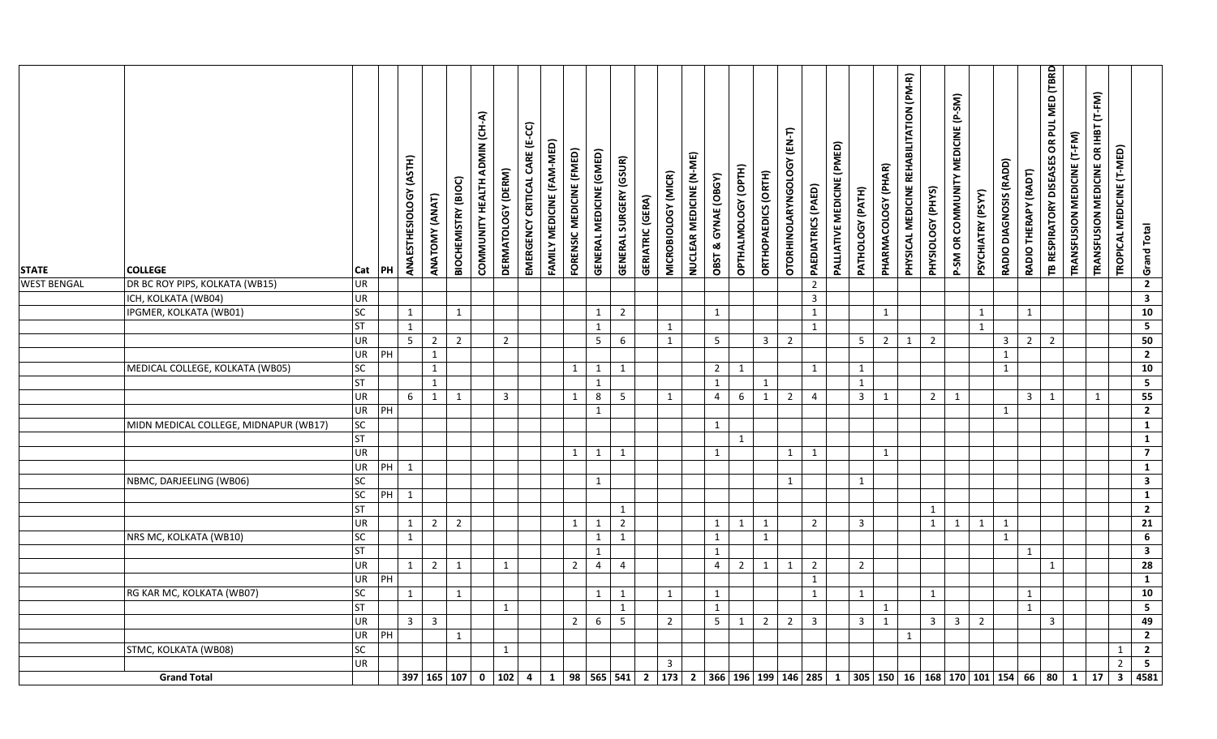| STATE | COLLEGE | Cat | PH | ANAESTHESIOLOGY (ASTH) | ANATOMY (ANAT) | BIOCHEMISTRY (BIOC) | COMMUNITY HEALTH ADMIN (CH-A) | DERMATOLOGY (DERM) | EMERGENCY CRITICAL CARE (E-CC) | FAMILY MEDICINE (FAM-MED) | FORENSIC MEDICINE (FMED) | GENERAL MEDICINE (GMED) | GENERAL SURGERY (GSUR) | GERIATRIC (GERA) | MICROBIOLOGY (MICR) | NUCLEAR MEDICINE (N-ME) | OBST & GYNAE (OBGY) | OPTHALMOLOGY (OPTH) | ORTHOPAEDICS (ORTH) | OTORHINOLARYNGOLOGY (EN-T) | PAEDIATRICS (PAED) | PALLIATIVE MEDICINE (PMED) | PATHOLOGY (PATH) | PHARMACOLOGY (PHAR) | PHYSICAL MEDICINE REHABILITATION (PM-R) | PHYSIOLOGY (PHYS) | P-SM OR COMMUNITY MEDICINE (P-SM) | PSYCHIATRY (PSYY) | RADIO DIAGNOSIS (RADD) | RADIO THERAPY (RADT) | TB RESPIRATORY DISEASES OR PUL MED (TBRD) | TRANSFUSION MEDICINE (T-FM) | TRANSFUSION MEDICINE OR IHBT (T-FM) | TROPICAL MEDICINE (T-MED) | Grand Total |
|---|---|---|---|---|---|---|---|---|---|---|---|---|---|---|---|---|---|---|---|---|---|---|---|---|---|---|---|---|---|---|---|---|---|---|---|
| WEST BENGAL | DR BC ROY PIPS, KOLKATA (WB15) | UR | | | | | | | | | | | | | | | | | | | 2 | | | | | | | | | | | | | | 2 |
| | ICH, KOLKATA (WB04) | UR | | | | | | | | | | | | | | | | | | | 3 | | | | | | | | | | | | | | 3 |
| | IPGMER, KOLKATA (WB01) | SC | | 1 | | 1 | | | | | | 1 | 2 | | | | 1 | | | | 1 | | | 1 | | | | 1 | | 1 | | | | | 10 |
| | | ST | | 1 | | | | | | | | 1 | | | 1 | | | | | | 1 | | | | | | | 1 | | | | | | | 5 |
| | | UR | | 5 | 2 | 2 | | 2 | | | | 5 | 6 | | 1 | | 5 | | 3 | 2 | | | 5 | 2 | 1 | 2 | | | 3 | 2 | 2 | | | | 50 |
| | | UR | PH | | 1 | | | | | | | | | | | | | | | | | | | | | | | | 1 | | | | | | 2 |
| | MEDICAL COLLEGE, KOLKATA (WB05) | SC | | | 1 | | | | | | 1 | 1 | 1 | | | | 2 | 1 | | | 1 | | 1 | | | | | | 1 | | | | | | 10 |
| | | ST | | | 1 | | | | | | | 1 | | | | | 1 | | 1 | | | | 1 | | | | | | | | | | | | 5 |
| | | UR | | 6 | 1 | 1 | | 3 | | | 1 | 8 | 5 | | 1 | | 4 | 6 | 1 | 2 | 4 | | 3 | 1 | | 2 | 1 | | | 3 | 1 | | 1 | | 55 |
| | | UR | PH | | | | | | | | | 1 | | | | | | | | | | | | | | | | | 1 | | | | | | 2 |
| | MIDN MEDICAL COLLEGE, MIDNAPUR (WB17) | SC | | | | | | | | | | | | | | | 1 | | | | | | | | | | | | | | | | | | 1 |
| | | ST | | | | | | | | | | | | | | | | 1 | | | | | | | | | | | | | | | | | 1 |
| | | UR | | | | | | | | | 1 | 1 | 1 | | | | 1 | | | 1 | 1 | | | 1 | | | | | | | | | | | 7 |
| | | UR | PH | 1 | | | | | | | | | | | | | | | | | | | | | | | | | | | | | | | 1 |
| | NBMC, DARJEELING (WB06) | SC | | | | | | | | | | 1 | | | | | | | | 1 | | | 1 | | | | | | | | | | | | 3 |
| | | SC | PH | 1 | | | | | | | | | | | | | | | | | | | | | | | | | | | | | | | 1 |
| | | ST | | | | | | | | | | | 1 | | | | | | | | | | | | | 1 | | | | | | | | | 2 |
| | | UR | | 1 | 2 | 2 | | | | | 1 | 1 | 2 | | | | 1 | 1 | 1 | | 2 | | 3 | | | 1 | 1 | 1 | 1 | | | | | | 21 |
| | NRS MC, KOLKATA (WB10) | SC | | 1 | | | | | | | | 1 | 1 | | | | 1 | | 1 | | | | | | | | | | 1 | | | | | | 6 |
| | | ST | | | | | | | | | | 1 | | | | | 1 | | | | | | | | | | | | | 1 | | | | | 3 |
| | | UR | | 1 | 2 | 1 | | 1 | | | 2 | 4 | 4 | | | | 4 | 2 | 1 | 1 | 2 | | 2 | | | | | | | | 1 | | | | 28 |
| | | UR | PH | | | | | | | | | | | | | | | | | | 1 | | | | | | | | | | | | | | 1 |
| | RG KAR MC, KOLKATA (WB07) | SC | | 1 | | 1 | | | | | | 1 | 1 | | 1 | | 1 | | | | 1 | | 1 | | | 1 | | | | 1 | | | | | 10 |
| | | ST | | | | | | 1 | | | | | 1 | | | | 1 | | | | | | | 1 | | | | | | 1 | | | | | 5 |
| | | UR | | 3 | 3 | | | | | | 2 | 6 | 5 | | 2 | | 5 | 1 | 2 | 2 | 3 | | 3 | 1 | | 3 | 3 | 2 | | | 3 | | | | 49 |
| | | UR | PH | | | 1 | | | | | | | | | | | | | | | | | | | 1 | | | | | | | | | | 2 |
| | STMC, KOLKATA (WB08) | SC | | | | | | 1 | | | | | | | | | | | | | | | | | | | | | | | | | | 1 | 2 |
| | | UR | | | | | | | | | | | | | 3 | | | | | | | | | | | | | | | | | | | 2 | 5 |
| **Grand Total** | | | | **397** | **165** | **107** | **0** | **102** | **4** | **1** | **98** | **565** | **541** | **2** | **173** | **2** | **366** | **196** | **199** | **146** | **285** | **1** | **305** | **150** | **16** | **168** | **170** | **101** | **154** | **66** | **80** | **1** | **17** | **3** | **4581** |